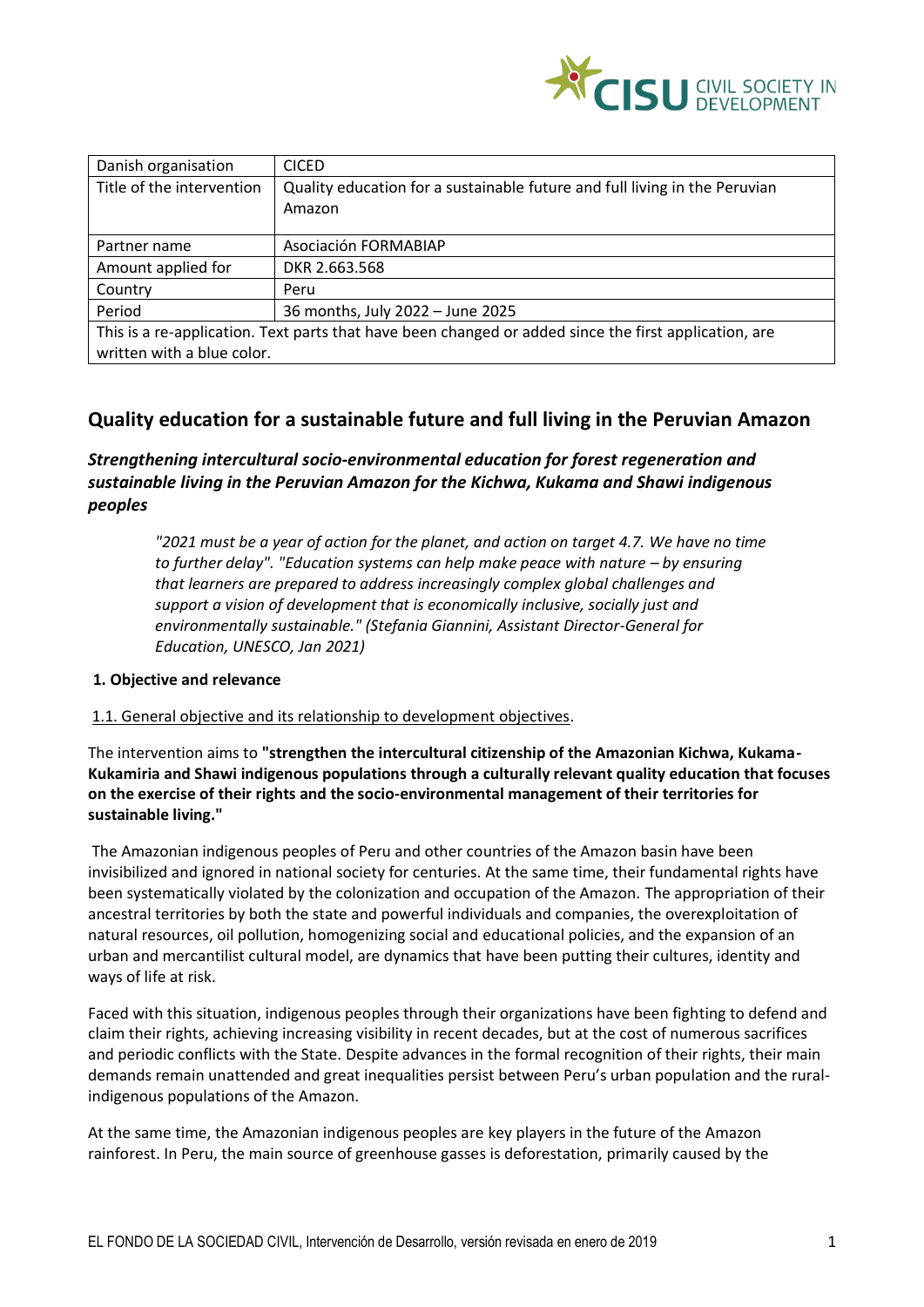| Danish organisation | CICED |
|---|---|
| Title of the intervention | Quality education for a sustainable future and full living in the Peruvian Amazon |
| Partner name | Asociación FORMABIAP |
| Amount applied for | DKR 2.663.568 |
| Country | Peru |
| Period | 36 months, July 2022 – June 2025 |
| This is a re-application. Text parts that have been changed or added since the first application, are written with a blue color. | |

# Quality education for a sustainable future and full living in the Peruvian Amazon

## *Strengthening intercultural socio-environmental education for forest regeneration and sustainable living in the Peruvian Amazon for the Kichwa, Kukama and Shawi indigenous peoples*

> *"2021 must be a year of action for the planet, and action on target 4.7. We have no time to further delay". "Education systems can help make peace with nature – by ensuring that learners are prepared to address increasingly complex global challenges and support a vision of development that is economically inclusive, socially just and environmentally sustainable." (Stefania Giannini, Assistant Director-General for Education, UNESCO, Jan 2021)*

### 1. Objective and relevance

1.1. General objective and its relationship to development objectives.

The intervention aims to **"strengthen the intercultural citizenship of the Amazonian Kichwa, Kukama-Kukamiria and Shawi indigenous populations through a culturally relevant quality education that focuses on the exercise of their rights and the socio-environmental management of their territories for sustainable living."**

The Amazonian indigenous peoples of Peru and other countries of the Amazon basin have been invisibilized and ignored in national society for centuries. At the same time, their fundamental rights have been systematically violated by the colonization and occupation of the Amazon. The appropriation of their ancestral territories by both the state and powerful individuals and companies, the overexploitation of natural resources, oil pollution, homogenizing social and educational policies, and the expansion of an urban and mercantilist cultural model, are dynamics that have been putting their cultures, identity and ways of life at risk.

Faced with this situation, indigenous peoples through their organizations have been fighting to defend and claim their rights, achieving increasing visibility in recent decades, but at the cost of numerous sacrifices and periodic conflicts with the State. Despite advances in the formal recognition of their rights, their main demands remain unattended and great inequalities persist between Peru's urban population and the rural-indigenous populations of the Amazon.

At the same time, the Amazonian indigenous peoples are key players in the future of the Amazon rainforest. In Peru, the main source of greenhouse gasses is deforestation, primarily caused by the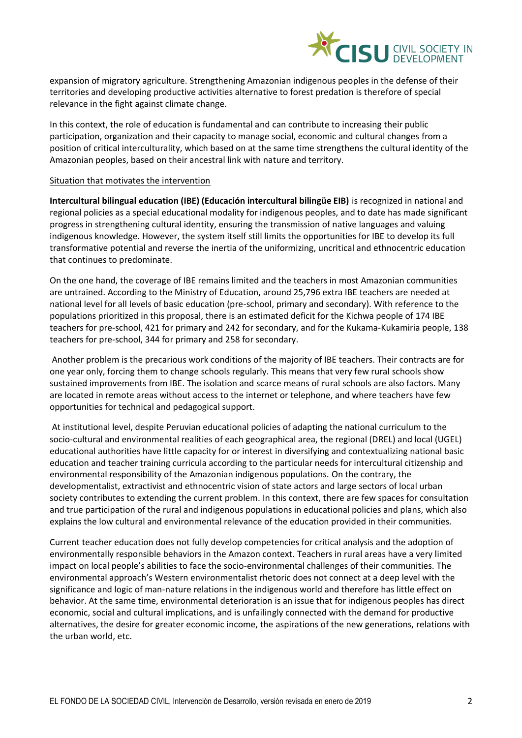expansion of migratory agriculture. Strengthening Amazonian indigenous peoples in the defense of their territories and developing productive activities alternative to forest predation is therefore of special relevance in the fight against climate change.

In this context, the role of education is fundamental and can contribute to increasing their public participation, organization and their capacity to manage social, economic and cultural changes from a position of critical interculturality, which based on at the same time strengthens the cultural identity of the Amazonian peoples, based on their ancestral link with nature and territory.

Situation that motivates the intervention

**Intercultural bilingual education (IBE) (Educación intercultural bilingüe EIB)** is recognized in national and regional policies as a special educational modality for indigenous peoples, and to date has made significant progress in strengthening cultural identity, ensuring the transmission of native languages and valuing indigenous knowledge. However, the system itself still limits the opportunities for IBE to develop its full transformative potential and reverse the inertia of the uniformizing, uncritical and ethnocentric education that continues to predominate.

On the one hand, the coverage of IBE remains limited and the teachers in most Amazonian communities are untrained. According to the Ministry of Education, around 25,796 extra IBE teachers are needed at national level for all levels of basic education (pre-school, primary and secondary). With reference to the populations prioritized in this proposal, there is an estimated deficit for the Kichwa people of 174 IBE teachers for pre-school, 421 for primary and 242 for secondary, and for the Kukama-Kukamiria people, 138 teachers for pre-school, 344 for primary and 258 for secondary.

Another problem is the precarious work conditions of the majority of IBE teachers. Their contracts are for one year only, forcing them to change schools regularly. This means that very few rural schools show sustained improvements from IBE. The isolation and scarce means of rural schools are also factors. Many are located in remote areas without access to the internet or telephone, and where teachers have few opportunities for technical and pedagogical support.

At institutional level, despite Peruvian educational policies of adapting the national curriculum to the socio-cultural and environmental realities of each geographical area, the regional (DREL) and local (UGEL) educational authorities have little capacity for or interest in diversifying and contextualizing national basic education and teacher training curricula according to the particular needs for intercultural citizenship and environmental responsibility of the Amazonian indigenous populations. On the contrary, the developmentalist, extractivist and ethnocentric vision of state actors and large sectors of local urban society contributes to extending the current problem. In this context, there are few spaces for consultation and true participation of the rural and indigenous populations in educational policies and plans, which also explains the low cultural and environmental relevance of the education provided in their communities.

Current teacher education does not fully develop competencies for critical analysis and the adoption of environmentally responsible behaviors in the Amazon context. Teachers in rural areas have a very limited impact on local people's abilities to face the socio-environmental challenges of their communities. The environmental approach's Western environmentalist rhetoric does not connect at a deep level with the significance and logic of man-nature relations in the indigenous world and therefore has little effect on behavior. At the same time, environmental deterioration is an issue that for indigenous peoples has direct economic, social and cultural implications, and is unfailingly connected with the demand for productive alternatives, the desire for greater economic income, the aspirations of the new generations, relations with the urban world, etc.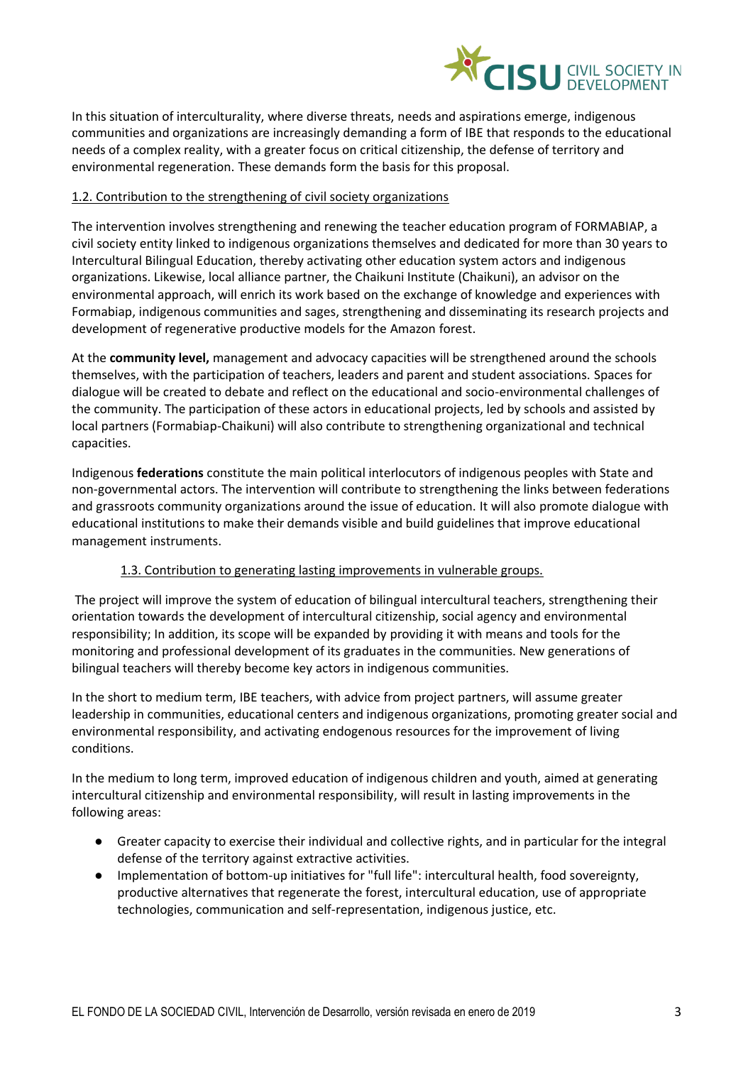In this situation of interculturality, where diverse threats, needs and aspirations emerge, indigenous communities and organizations are increasingly demanding a form of IBE that responds to the educational needs of a complex reality, with a greater focus on critical citizenship, the defense of territory and environmental regeneration. These demands form the basis for this proposal.

### 1.2. Contribution to the strengthening of civil society organizations

The intervention involves strengthening and renewing the teacher education program of FORMABIAP, a civil society entity linked to indigenous organizations themselves and dedicated for more than 30 years to Intercultural Bilingual Education, thereby activating other education system actors and indigenous organizations. Likewise, local alliance partner, the Chaikuni Institute (Chaikuni), an advisor on the environmental approach, will enrich its work based on the exchange of knowledge and experiences with Formabiap, indigenous communities and sages, strengthening and disseminating its research projects and development of regenerative productive models for the Amazon forest.

At the **community level,** management and advocacy capacities will be strengthened around the schools themselves, with the participation of teachers, leaders and parent and student associations. Spaces for dialogue will be created to debate and reflect on the educational and socio-environmental challenges of the community. The participation of these actors in educational projects, led by schools and assisted by local partners (Formabiap-Chaikuni) will also contribute to strengthening organizational and technical capacities.

Indigenous **federations** constitute the main political interlocutors of indigenous peoples with State and non-governmental actors. The intervention will contribute to strengthening the links between federations and grassroots community organizations around the issue of education. It will also promote dialogue with educational institutions to make their demands visible and build guidelines that improve educational management instruments.

### 1.3. Contribution to generating lasting improvements in vulnerable groups.

The project will improve the system of education of bilingual intercultural teachers, strengthening their orientation towards the development of intercultural citizenship, social agency and environmental responsibility; In addition, its scope will be expanded by providing it with means and tools for the monitoring and professional development of its graduates in the communities. New generations of bilingual teachers will thereby become key actors in indigenous communities.

In the short to medium term, IBE teachers, with advice from project partners, will assume greater leadership in communities, educational centers and indigenous organizations, promoting greater social and environmental responsibility, and activating endogenous resources for the improvement of living conditions.

In the medium to long term, improved education of indigenous children and youth, aimed at generating intercultural citizenship and environmental responsibility, will result in lasting improvements in the following areas:

- Greater capacity to exercise their individual and collective rights, and in particular for the integral defense of the territory against extractive activities.
- Implementation of bottom-up initiatives for "full life": intercultural health, food sovereignty, productive alternatives that regenerate the forest, intercultural education, use of appropriate technologies, communication and self-representation, indigenous justice, etc.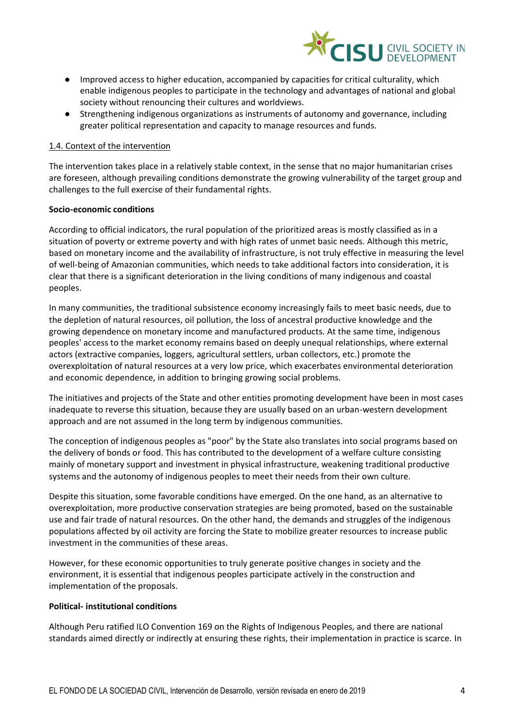- Improved access to higher education, accompanied by capacities for critical culturality, which enable indigenous peoples to participate in the technology and advantages of national and global society without renouncing their cultures and worldviews.
- Strengthening indigenous organizations as instruments of autonomy and governance, including greater political representation and capacity to manage resources and funds.

1.4. Context of the intervention

The intervention takes place in a relatively stable context, in the sense that no major humanitarian crises are foreseen, although prevailing conditions demonstrate the growing vulnerability of the target group and challenges to the full exercise of their fundamental rights.

**Socio-economic conditions**

According to official indicators, the rural population of the prioritized areas is mostly classified as in a situation of poverty or extreme poverty and with high rates of unmet basic needs. Although this metric, based on monetary income and the availability of infrastructure, is not truly effective in measuring the level of well-being of Amazonian communities, which needs to take additional factors into consideration, it is clear that there is a significant deterioration in the living conditions of many indigenous and coastal peoples.

In many communities, the traditional subsistence economy increasingly fails to meet basic needs, due to the depletion of natural resources, oil pollution, the loss of ancestral productive knowledge and the growing dependence on monetary income and manufactured products. At the same time, indigenous peoples' access to the market economy remains based on deeply unequal relationships, where external actors (extractive companies, loggers, agricultural settlers, urban collectors, etc.) promote the overexploitation of natural resources at a very low price, which exacerbates environmental deterioration and economic dependence, in addition to bringing growing social problems.

The initiatives and projects of the State and other entities promoting development have been in most cases inadequate to reverse this situation, because they are usually based on an urban-western development approach and are not assumed in the long term by indigenous communities.

The conception of indigenous peoples as "poor" by the State also translates into social programs based on the delivery of bonds or food. This has contributed to the development of a welfare culture consisting mainly of monetary support and investment in physical infrastructure, weakening traditional productive systems and the autonomy of indigenous peoples to meet their needs from their own culture.

Despite this situation, some favorable conditions have emerged. On the one hand, as an alternative to overexploitation, more productive conservation strategies are being promoted, based on the sustainable use and fair trade of natural resources. On the other hand, the demands and struggles of the indigenous populations affected by oil activity are forcing the State to mobilize greater resources to increase public investment in the communities of these areas.

However, for these economic opportunities to truly generate positive changes in society and the environment, it is essential that indigenous peoples participate actively in the construction and implementation of the proposals.

**Political- institutional conditions**

Although Peru ratified ILO Convention 169 on the Rights of Indigenous Peoples, and there are national standards aimed directly or indirectly at ensuring these rights, their implementation in practice is scarce. In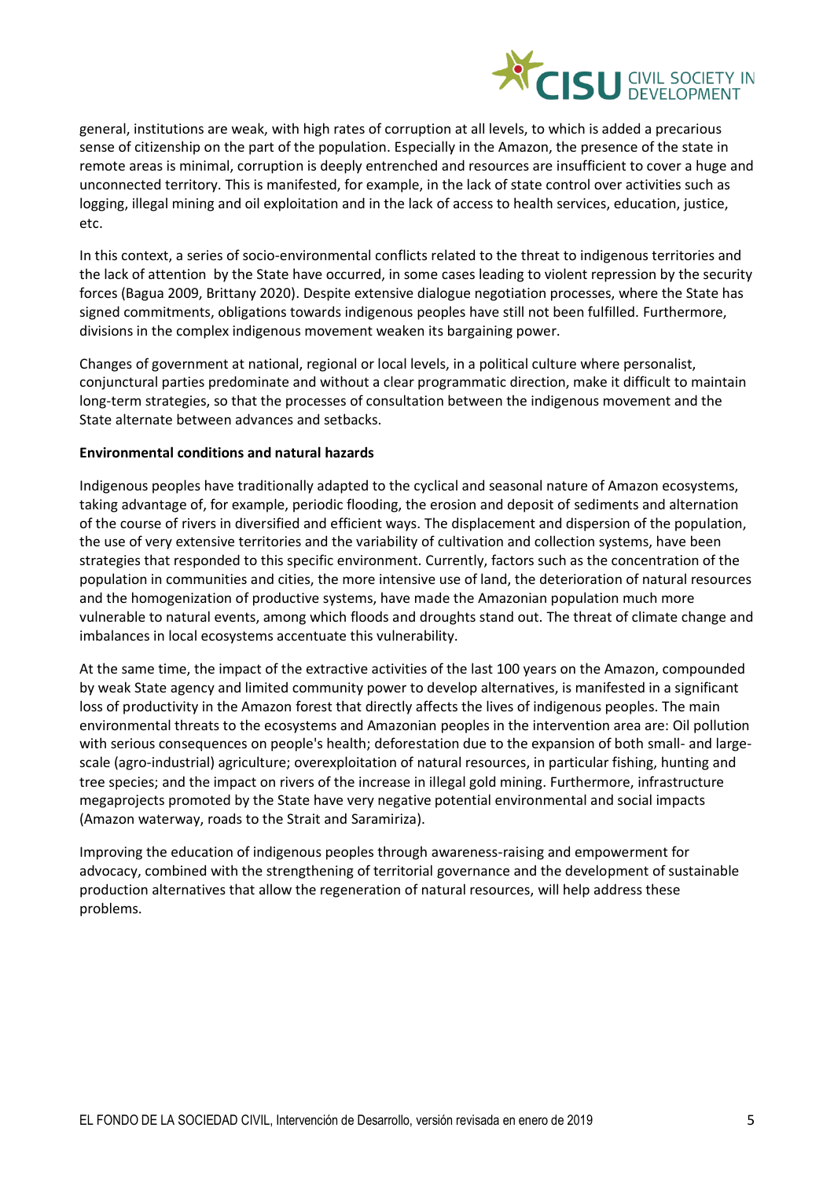general, institutions are weak, with high rates of corruption at all levels, to which is added a precarious sense of citizenship on the part of the population. Especially in the Amazon, the presence of the state in remote areas is minimal, corruption is deeply entrenched and resources are insufficient to cover a huge and unconnected territory. This is manifested, for example, in the lack of state control over activities such as logging, illegal mining and oil exploitation and in the lack of access to health services, education, justice, etc.

In this context, a series of socio-environmental conflicts related to the threat to indigenous territories and the lack of attention by the State have occurred, in some cases leading to violent repression by the security forces (Bagua 2009, Brittany 2020). Despite extensive dialogue negotiation processes, where the State has signed commitments, obligations towards indigenous peoples have still not been fulfilled. Furthermore, divisions in the complex indigenous movement weaken its bargaining power.

Changes of government at national, regional or local levels, in a political culture where personalist, conjunctural parties predominate and without a clear programmatic direction, make it difficult to maintain long-term strategies, so that the processes of consultation between the indigenous movement and the State alternate between advances and setbacks.

**Environmental conditions and natural hazards**

Indigenous peoples have traditionally adapted to the cyclical and seasonal nature of Amazon ecosystems, taking advantage of, for example, periodic flooding, the erosion and deposit of sediments and alternation of the course of rivers in diversified and efficient ways. The displacement and dispersion of the population, the use of very extensive territories and the variability of cultivation and collection systems, have been strategies that responded to this specific environment. Currently, factors such as the concentration of the population in communities and cities, the more intensive use of land, the deterioration of natural resources and the homogenization of productive systems, have made the Amazonian population much more vulnerable to natural events, among which floods and droughts stand out. The threat of climate change and imbalances in local ecosystems accentuate this vulnerability.

At the same time, the impact of the extractive activities of the last 100 years on the Amazon, compounded by weak State agency and limited community power to develop alternatives, is manifested in a significant loss of productivity in the Amazon forest that directly affects the lives of indigenous peoples. The main environmental threats to the ecosystems and Amazonian peoples in the intervention area are: Oil pollution with serious consequences on people's health; deforestation due to the expansion of both small- and large-scale (agro-industrial) agriculture; overexploitation of natural resources, in particular fishing, hunting and tree species; and the impact on rivers of the increase in illegal gold mining. Furthermore, infrastructure megaprojects promoted by the State have very negative potential environmental and social impacts (Amazon waterway, roads to the Strait and Saramiriza).

Improving the education of indigenous peoples through awareness-raising and empowerment for advocacy, combined with the strengthening of territorial governance and the development of sustainable production alternatives that allow the regeneration of natural resources, will help address these problems.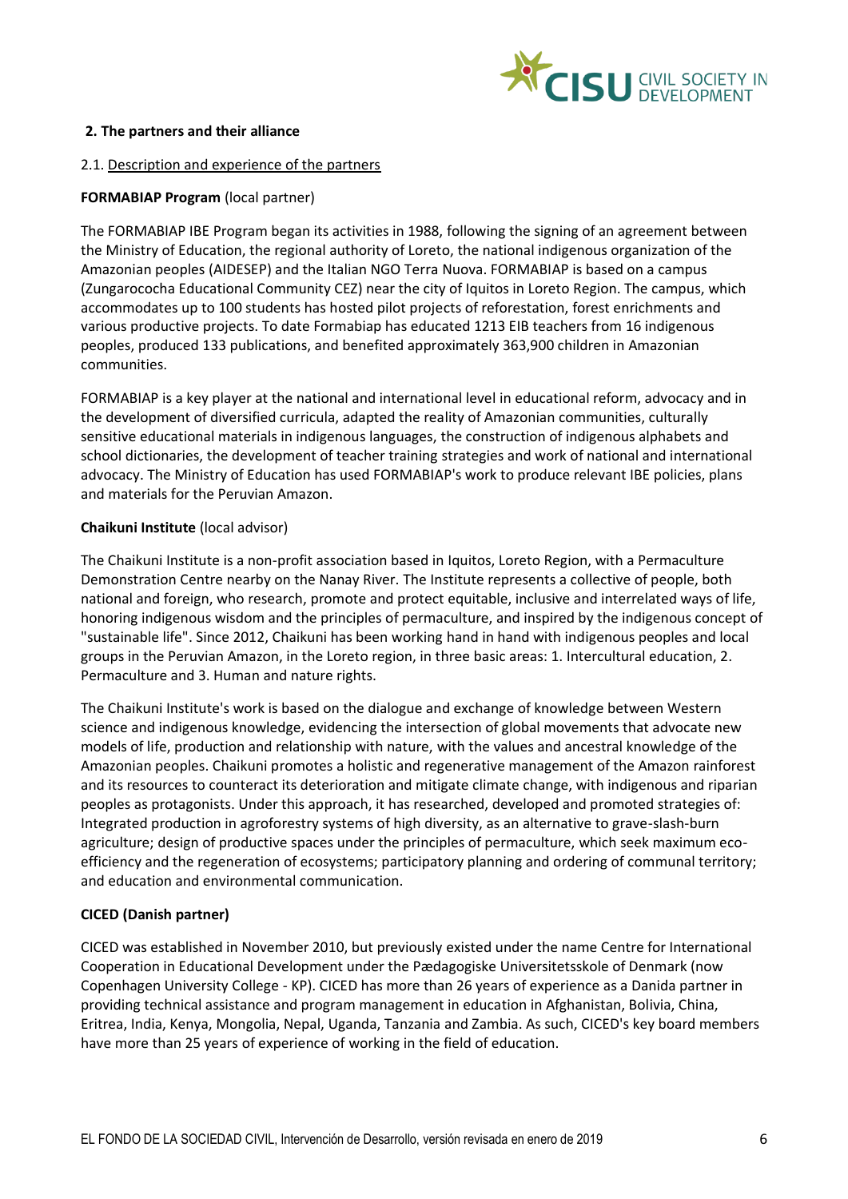**2. The partners and their alliance**

2.1. Description and experience of the partners

**FORMABIAP Program** (local partner)

The FORMABIAP IBE Program began its activities in 1988, following the signing of an agreement between the Ministry of Education, the regional authority of Loreto, the national indigenous organization of the Amazonian peoples (AIDESEP) and the Italian NGO Terra Nuova. FORMABIAP is based on a campus (Zungarococha Educational Community CEZ) near the city of Iquitos in Loreto Region. The campus, which accommodates up to 100 students has hosted pilot projects of reforestation, forest enrichments and various productive projects. To date Formabiap has educated 1213 EIB teachers from 16 indigenous peoples, produced 133 publications, and benefited approximately 363,900 children in Amazonian communities.

FORMABIAP is a key player at the national and international level in educational reform, advocacy and in the development of diversified curricula, adapted the reality of Amazonian communities, culturally sensitive educational materials in indigenous languages, the construction of indigenous alphabets and school dictionaries, the development of teacher training strategies and work of national and international advocacy. The Ministry of Education has used FORMABIAP's work to produce relevant IBE policies, plans and materials for the Peruvian Amazon.

**Chaikuni Institute** (local advisor)

The Chaikuni Institute is a non-profit association based in Iquitos, Loreto Region, with a Permaculture Demonstration Centre nearby on the Nanay River. The Institute represents a collective of people, both national and foreign, who research, promote and protect equitable, inclusive and interrelated ways of life, honoring indigenous wisdom and the principles of permaculture, and inspired by the indigenous concept of "sustainable life". Since 2012, Chaikuni has been working hand in hand with indigenous peoples and local groups in the Peruvian Amazon, in the Loreto region, in three basic areas: 1. Intercultural education, 2. Permaculture and 3. Human and nature rights.

The Chaikuni Institute's work is based on the dialogue and exchange of knowledge between Western science and indigenous knowledge, evidencing the intersection of global movements that advocate new models of life, production and relationship with nature, with the values and ancestral knowledge of the Amazonian peoples. Chaikuni promotes a holistic and regenerative management of the Amazon rainforest and its resources to counteract its deterioration and mitigate climate change, with indigenous and riparian peoples as protagonists. Under this approach, it has researched, developed and promoted strategies of: Integrated production in agroforestry systems of high diversity, as an alternative to grave-slash-burn agriculture; design of productive spaces under the principles of permaculture, which seek maximum eco-efficiency and the regeneration of ecosystems; participatory planning and ordering of communal territory; and education and environmental communication.

**CICED (Danish partner)**

CICED was established in November 2010, but previously existed under the name Centre for International Cooperation in Educational Development under the Pædagogiske Universitetsskole of Denmark (now Copenhagen University College - KP). CICED has more than 26 years of experience as a Danida partner in providing technical assistance and program management in education in Afghanistan, Bolivia, China, Eritrea, India, Kenya, Mongolia, Nepal, Uganda, Tanzania and Zambia. As such, CICED's key board members have more than 25 years of experience of working in the field of education.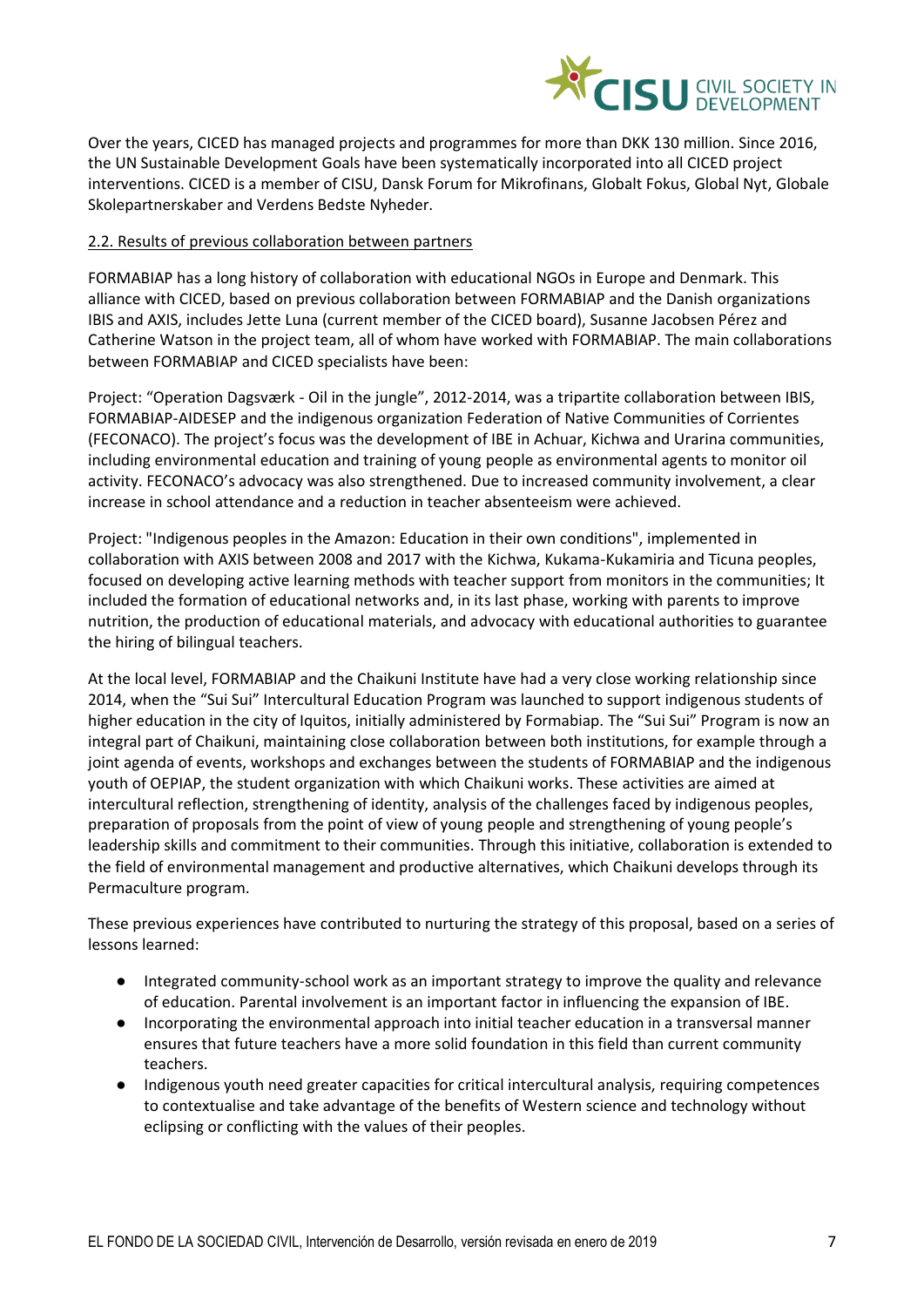Over the years, CICED has managed projects and programmes for more than DKK 130 million. Since 2016, the UN Sustainable Development Goals have been systematically incorporated into all CICED project interventions. CICED is a member of CISU, Dansk Forum for Mikrofinans, Globalt Fokus, Global Nyt, Globale Skolepartnerskaber and Verdens Bedste Nyheder.

### 2.2. Results of previous collaboration between partners

FORMABIAP has a long history of collaboration with educational NGOs in Europe and Denmark. This alliance with CICED, based on previous collaboration between FORMABIAP and the Danish organizations IBIS and AXIS, includes Jette Luna (current member of the CICED board), Susanne Jacobsen Pérez and Catherine Watson in the project team, all of whom have worked with FORMABIAP. The main collaborations between FORMABIAP and CICED specialists have been:

Project: "Operation Dagsværk - Oil in the jungle", 2012-2014, was a tripartite collaboration between IBIS, FORMABIAP-AIDESEP and the indigenous organization Federation of Native Communities of Corrientes (FECONACO). The project's focus was the development of IBE in Achuar, Kichwa and Urarina communities, including environmental education and training of young people as environmental agents to monitor oil activity. FECONACO's advocacy was also strengthened. Due to increased community involvement, a clear increase in school attendance and a reduction in teacher absenteeism were achieved.

Project: "Indigenous peoples in the Amazon: Education in their own conditions", implemented in collaboration with AXIS between 2008 and 2017 with the Kichwa, Kukama-Kukamiria and Ticuna peoples, focused on developing active learning methods with teacher support from monitors in the communities; It included the formation of educational networks and, in its last phase, working with parents to improve nutrition, the production of educational materials, and advocacy with educational authorities to guarantee the hiring of bilingual teachers.

At the local level, FORMABIAP and the Chaikuni Institute have had a very close working relationship since 2014, when the "Sui Sui" Intercultural Education Program was launched to support indigenous students of higher education in the city of Iquitos, initially administered by Formabiap. The "Sui Sui" Program is now an integral part of Chaikuni, maintaining close collaboration between both institutions, for example through a joint agenda of events, workshops and exchanges between the students of FORMABIAP and the indigenous youth of OEPIAP, the student organization with which Chaikuni works. These activities are aimed at intercultural reflection, strengthening of identity, analysis of the challenges faced by indigenous peoples, preparation of proposals from the point of view of young people and strengthening of young people's leadership skills and commitment to their communities. Through this initiative, collaboration is extended to the field of environmental management and productive alternatives, which Chaikuni develops through its Permaculture program.

These previous experiences have contributed to nurturing the strategy of this proposal, based on a series of lessons learned:

- Integrated community-school work as an important strategy to improve the quality and relevance of education. Parental involvement is an important factor in influencing the expansion of IBE.
- Incorporating the environmental approach into initial teacher education in a transversal manner ensures that future teachers have a more solid foundation in this field than current community teachers.
- Indigenous youth need greater capacities for critical intercultural analysis, requiring competences to contextualise and take advantage of the benefits of Western science and technology without eclipsing or conflicting with the values of their peoples.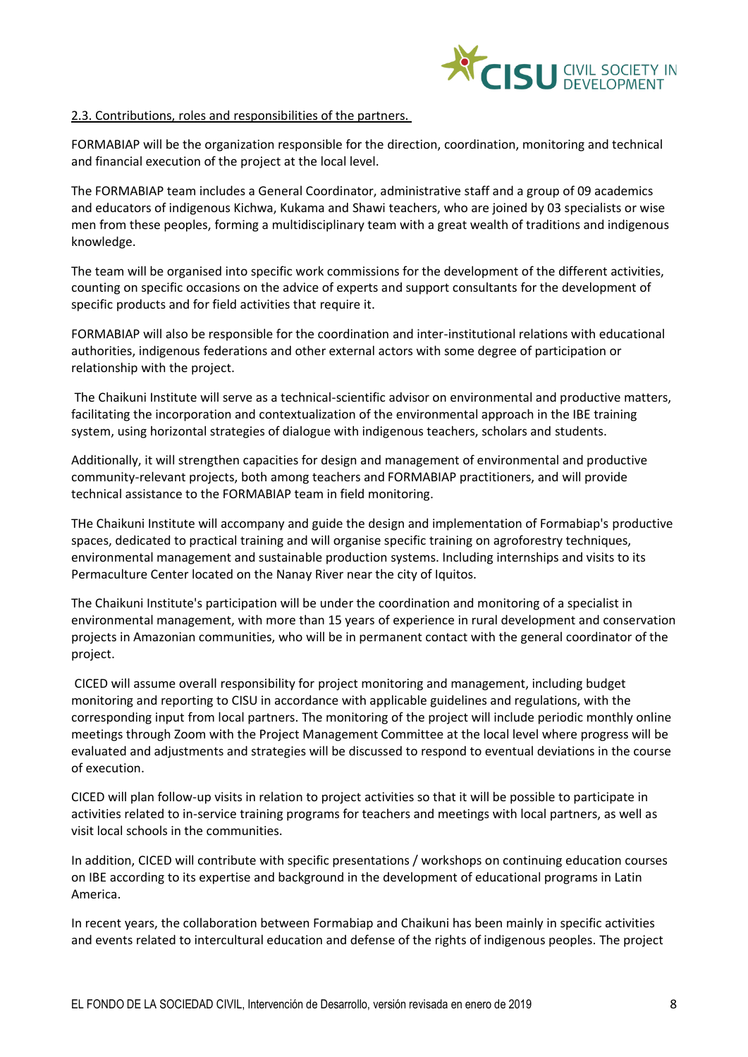2.3. Contributions, roles and responsibilities of the partners.

FORMABIAP will be the organization responsible for the direction, coordination, monitoring and technical and financial execution of the project at the local level.

The FORMABIAP team includes a General Coordinator, administrative staff and a group of 09 academics and educators of indigenous Kichwa, Kukama and Shawi teachers, who are joined by 03 specialists or wise men from these peoples, forming a multidisciplinary team with a great wealth of traditions and indigenous knowledge.

The team will be organised into specific work commissions for the development of the different activities, counting on specific occasions on the advice of experts and support consultants for the development of specific products and for field activities that require it.

FORMABIAP will also be responsible for the coordination and inter-institutional relations with educational authorities, indigenous federations and other external actors with some degree of participation or relationship with the project.

The Chaikuni Institute will serve as a technical-scientific advisor on environmental and productive matters, facilitating the incorporation and contextualization of the environmental approach in the IBE training system, using horizontal strategies of dialogue with indigenous teachers, scholars and students.

Additionally, it will strengthen capacities for design and management of environmental and productive community-relevant projects, both among teachers and FORMABIAP practitioners, and will provide technical assistance to the FORMABIAP team in field monitoring.

THe Chaikuni Institute will accompany and guide the design and implementation of Formabiap's productive spaces, dedicated to practical training and will organise specific training on agroforestry techniques, environmental management and sustainable production systems. Including internships and visits to its Permaculture Center located on the Nanay River near the city of Iquitos.

The Chaikuni Institute's participation will be under the coordination and monitoring of a specialist in environmental management, with more than 15 years of experience in rural development and conservation projects in Amazonian communities, who will be in permanent contact with the general coordinator of the project.

CICED will assume overall responsibility for project monitoring and management, including budget monitoring and reporting to CISU in accordance with applicable guidelines and regulations, with the corresponding input from local partners. The monitoring of the project will include periodic monthly online meetings through Zoom with the Project Management Committee at the local level where progress will be evaluated and adjustments and strategies will be discussed to respond to eventual deviations in the course of execution.

CICED will plan follow-up visits in relation to project activities so that it will be possible to participate in activities related to in-service training programs for teachers and meetings with local partners, as well as visit local schools in the communities.

In addition, CICED will contribute with specific presentations / workshops on continuing education courses on IBE according to its expertise and background in the development of educational programs in Latin America.

In recent years, the collaboration between Formabiap and Chaikuni has been mainly in specific activities and events related to intercultural education and defense of the rights of indigenous peoples. The project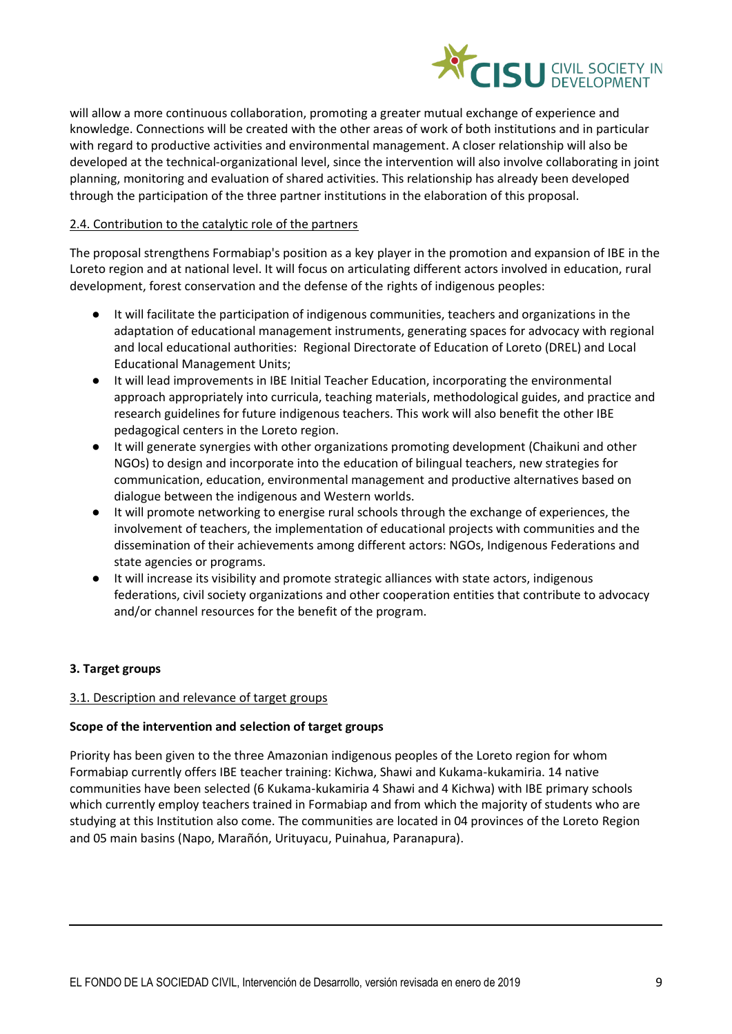will allow a more continuous collaboration, promoting a greater mutual exchange of experience and knowledge. Connections will be created with the other areas of work of both institutions and in particular with regard to productive activities and environmental management. A closer relationship will also be developed at the technical-organizational level, since the intervention will also involve collaborating in joint planning, monitoring and evaluation of shared activities. This relationship has already been developed through the participation of the three partner institutions in the elaboration of this proposal.

<u>2.4. Contribution to the catalytic role of the partners</u>

The proposal strengthens Formabiap's position as a key player in the promotion and expansion of IBE in the Loreto region and at national level. It will focus on articulating different actors involved in education, rural development, forest conservation and the defense of the rights of indigenous peoples:

- It will facilitate the participation of indigenous communities, teachers and organizations in the adaptation of educational management instruments, generating spaces for advocacy with regional and local educational authorities: Regional Directorate of Education of Loreto (DREL) and Local Educational Management Units;
- It will lead improvements in IBE Initial Teacher Education, incorporating the environmental approach appropriately into curricula, teaching materials, methodological guides, and practice and research guidelines for future indigenous teachers. This work will also benefit the other IBE pedagogical centers in the Loreto region.
- It will generate synergies with other organizations promoting development (Chaikuni and other NGOs) to design and incorporate into the education of bilingual teachers, new strategies for communication, education, environmental management and productive alternatives based on dialogue between the indigenous and Western worlds.
- It will promote networking to energise rural schools through the exchange of experiences, the involvement of teachers, the implementation of educational projects with communities and the dissemination of their achievements among different actors: NGOs, Indigenous Federations and state agencies or programs.
- It will increase its visibility and promote strategic alliances with state actors, indigenous federations, civil society organizations and other cooperation entities that contribute to advocacy and/or channel resources for the benefit of the program.

## 3. Target groups

<u>3.1. Description and relevance of target groups</u>

**Scope of the intervention and selection of target groups**

Priority has been given to the three Amazonian indigenous peoples of the Loreto region for whom Formabiap currently offers IBE teacher training: Kichwa, Shawi and Kukama-kukamiria. 14 native communities have been selected (6 Kukama-kukamiria 4 Shawi and 4 Kichwa) with IBE primary schools which currently employ teachers trained in Formabiap and from which the majority of students who are studying at this Institution also come. The communities are located in 04 provinces of the Loreto Region and 05 main basins (Napo, Marañón, Urituyacu, Puinahua, Paranapura).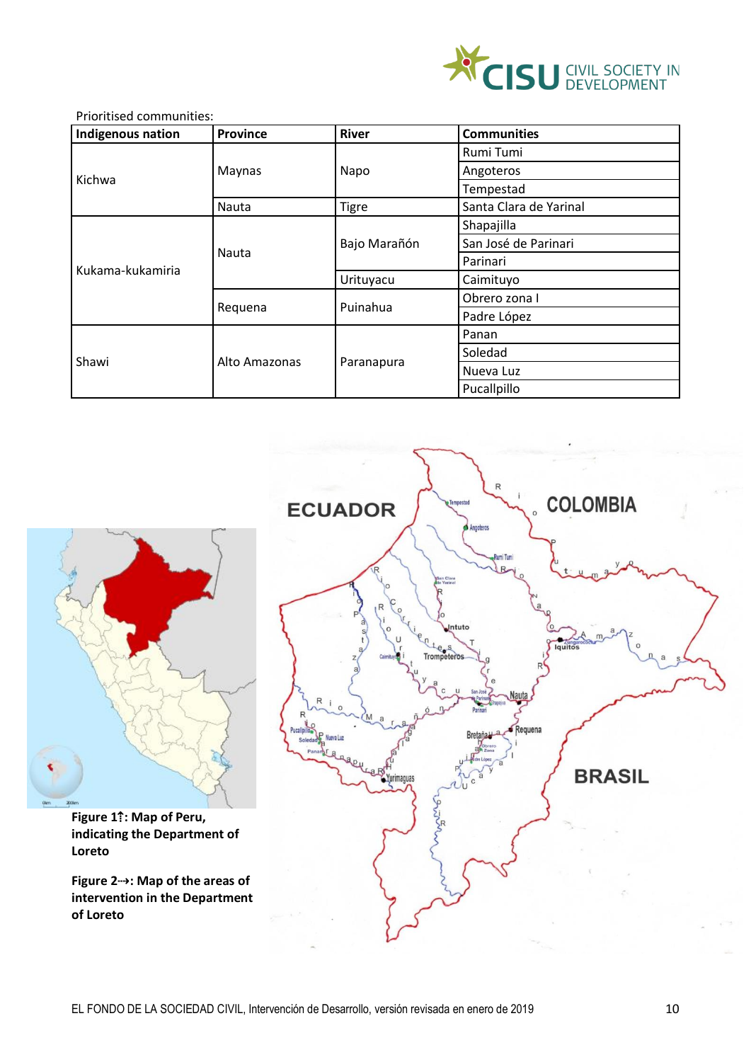Prioritised communities:

| Indigenous nation | Province | River | Communities |
|---|---|---|---|
| Kichwa | Maynas | Napo | Rumi Tumi |
| | | | Angoteros |
| | | | Tempestad |
| | Nauta | Tigre | Santa Clara de Yarinal |
| Kukama-kukamiria | Nauta | Bajo Marañón | Shapajilla |
| | | | San José de Parinari |
| | | | Parinari |
| | | Urituyacu | Caimituyo |
| | Requena | Puinahua | Obrero zona I |
| | | | Padre López |
| Shawi | Alto Amazonas | Paranapura | Panan |
| | | | Soledad |
| | | | Nueva Luz |
| | | | Pucallpillo |

**Figure 1↑: Map of Peru, indicating the Department of Loreto**

**Figure 2⇢: Map of the areas of intervention in the Department of Loreto**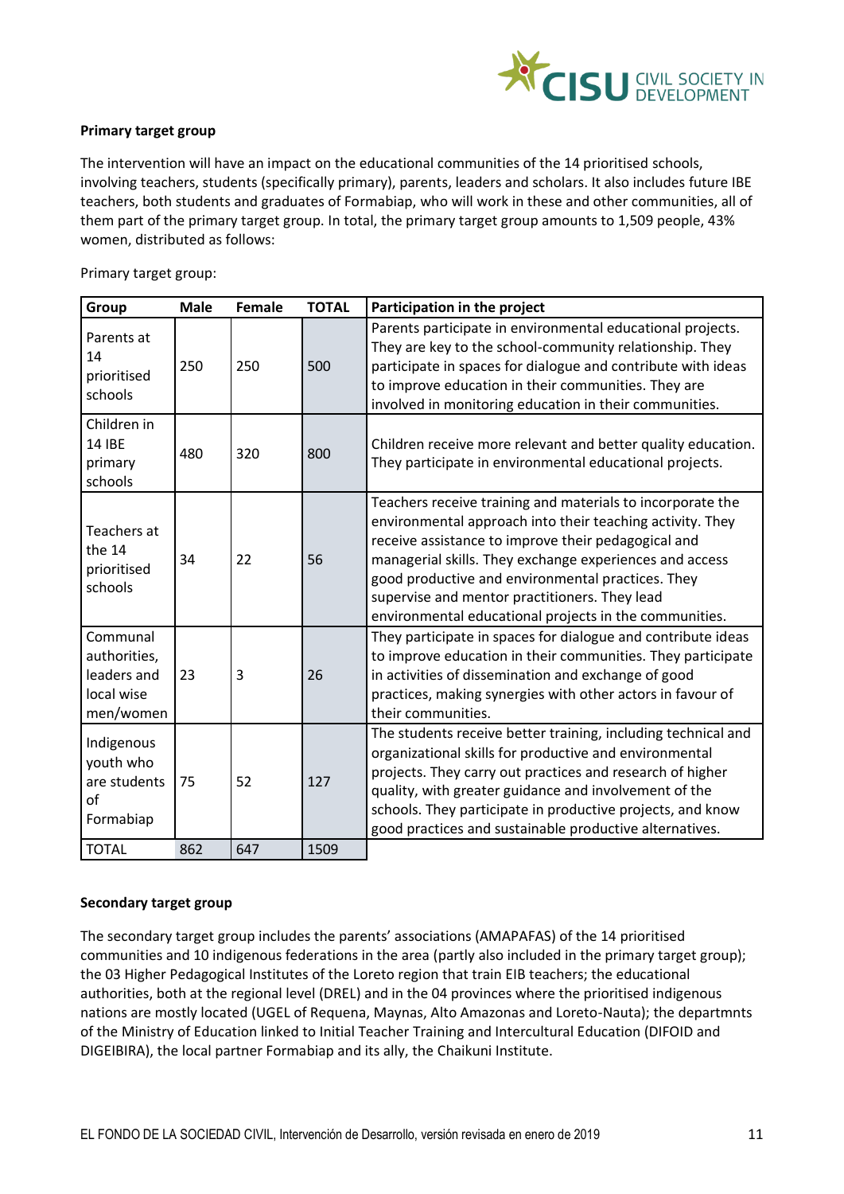**Primary target group**

The intervention will have an impact on the educational communities of the 14 prioritised schools, involving teachers, students (specifically primary), parents, leaders and scholars. It also includes future IBE teachers, both students and graduates of Formabiap, who will work in these and other communities, all of them part of the primary target group. In total, the primary target group amounts to 1,509 people, 43% women, distributed as follows:

Primary target group:

| Group | Male | Female | TOTAL | Participation in the project |
|---|---|---|---|---|
| Parents at 14 prioritised schools | 250 | 250 | 500 | Parents participate in environmental educational projects. They are key to the school-community relationship. They participate in spaces for dialogue and contribute with ideas to improve education in their communities. They are involved in monitoring education in their communities. |
| Children in 14 IBE primary schools | 480 | 320 | 800 | Children receive more relevant and better quality education. They participate in environmental educational projects. |
| Teachers at the 14 prioritised schools | 34 | 22 | 56 | Teachers receive training and materials to incorporate the environmental approach into their teaching activity. They receive assistance to improve their pedagogical and managerial skills. They exchange experiences and access good productive and environmental practices. They supervise and mentor practitioners. They lead environmental educational projects in the communities. |
| Communal authorities, leaders and local wise men/women | 23 | 3 | 26 | They participate in spaces for dialogue and contribute ideas to improve education in their communities. They participate in activities of dissemination and exchange of good practices, making synergies with other actors in favour of their communities. |
| Indigenous youth who are students of Formabiap | 75 | 52 | 127 | The students receive better training, including technical and organizational skills for productive and environmental projects. They carry out practices and research of higher quality, with greater guidance and involvement of the schools. They participate in productive projects, and know good practices and sustainable productive alternatives. |
| TOTAL | 862 | 647 | 1509 | |

**Secondary target group**

The secondary target group includes the parents' associations (AMAPAFAS) of the 14 prioritised communities and 10 indigenous federations in the area (partly also included in the primary target group); the 03 Higher Pedagogical Institutes of the Loreto region that train EIB teachers; the educational authorities, both at the regional level (DREL) and in the 04 provinces where the prioritised indigenous nations are mostly located (UGEL of Requena, Maynas, Alto Amazonas and Loreto-Nauta); the departmnts of the Ministry of Education linked to Initial Teacher Training and Intercultural Education (DIFOID and DIGEIBIRA), the local partner Formabiap and its ally, the Chaikuni Institute.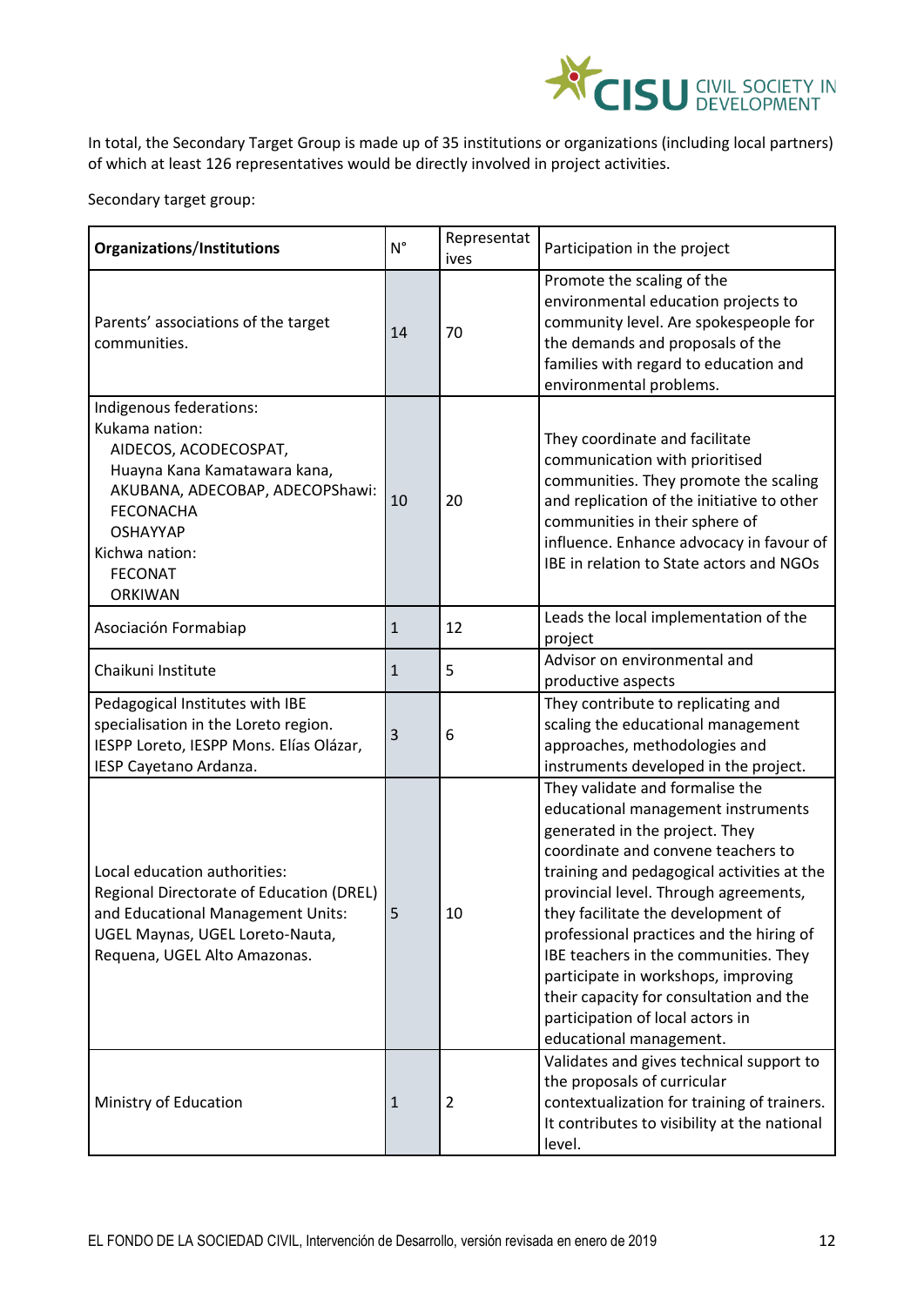In total, the Secondary Target Group is made up of 35 institutions or organizations (including local partners) of which at least 126 representatives would be directly involved in project activities.

Secondary target group:

| **Organizations/Institutions** | N° | Representatives | Participation in the project |
|---|---|---|---|
| Parents' associations of the target communities. | 14 | 70 | Promote the scaling of the environmental education projects to community level. Are spokespeople for the demands and proposals of the families with regard to education and environmental problems. |
| Indigenous federations:<br>Kukama nation:<br>AIDECOS, ACODECOSPAT,<br>Huayna Kana Kamatawara kana,<br>AKUBANA, ADECOBAP, ADECOPShawi:<br>FECONACHA<br>OSHAYYAP<br>Kichwa nation:<br>FECONAT<br>ORKIWAN | 10 | 20 | They coordinate and facilitate communication with prioritised communities. They promote the scaling and replication of the initiative to other communities in their sphere of influence. Enhance advocacy in favour of IBE in relation to State actors and NGOs |
| Asociación Formabiap | 1 | 12 | Leads the local implementation of the project |
| Chaikuni Institute | 1 | 5 | Advisor on environmental and productive aspects |
| Pedagogical Institutes with IBE specialisation in the Loreto region. IESPP Loreto, IESPP Mons. Elías Olázar, IESP Cayetano Ardanza. | 3 | 6 | They contribute to replicating and scaling the educational management approaches, methodologies and instruments developed in the project. |
| Local education authorities: Regional Directorate of Education (DREL) and Educational Management Units: UGEL Maynas, UGEL Loreto-Nauta, Requena, UGEL Alto Amazonas. | 5 | 10 | They validate and formalise the educational management instruments generated in the project. They coordinate and convene teachers to training and pedagogical activities at the provincial level. Through agreements, they facilitate the development of professional practices and the hiring of IBE teachers in the communities. They participate in workshops, improving their capacity for consultation and the participation of local actors in educational management. |
| Ministry of Education | 1 | 2 | Validates and gives technical support to the proposals of curricular contextualization for training of trainers. It contributes to visibility at the national level. |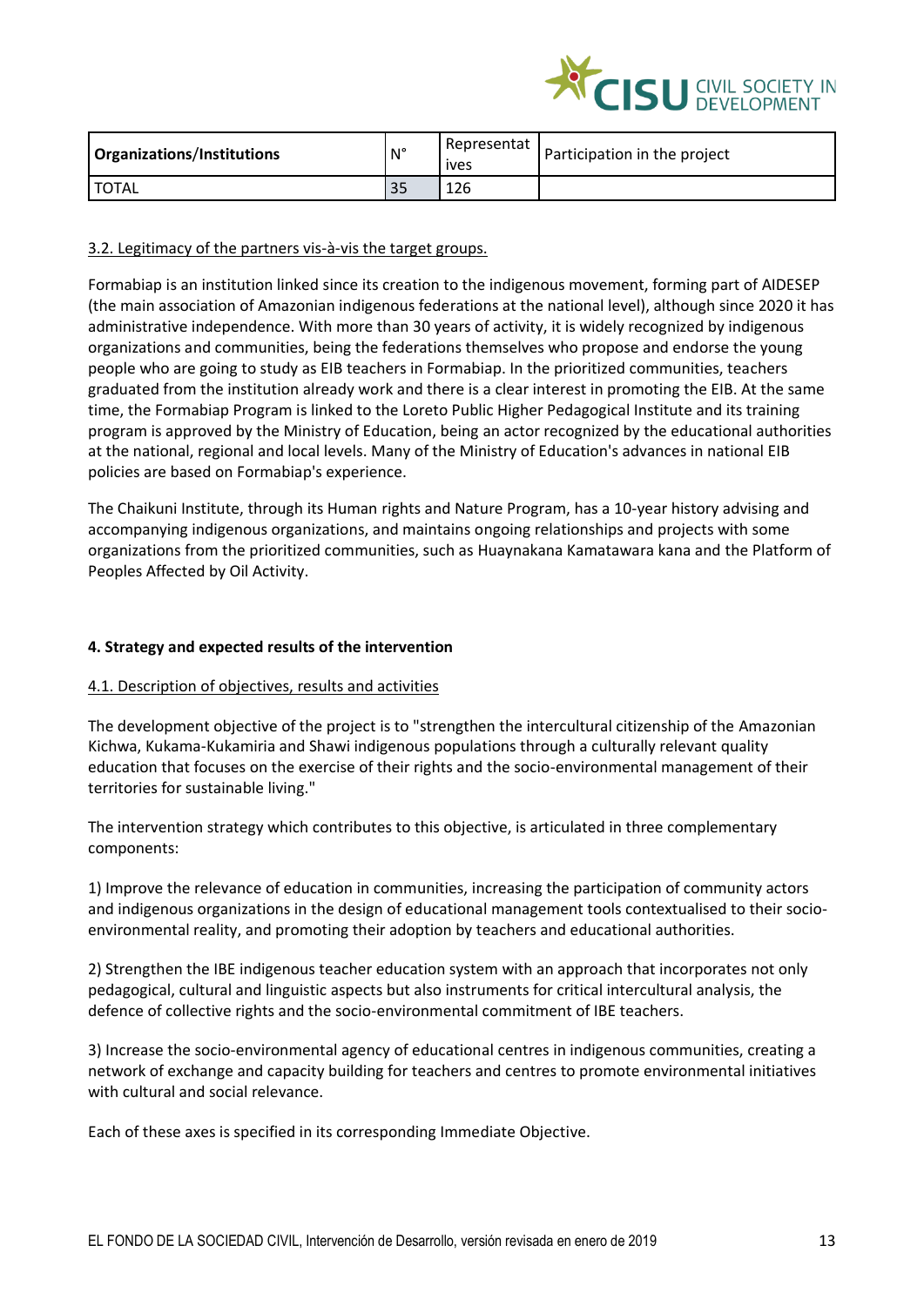| Organizations/Institutions | N° | Representatives | Participation in the project |
| --- | --- | --- | --- |
| TOTAL | 35 | 126 | |

3.2. Legitimacy of the partners vis-à-vis the target groups.

Formabiap is an institution linked since its creation to the indigenous movement, forming part of AIDESEP (the main association of Amazonian indigenous federations at the national level), although since 2020 it has administrative independence. With more than 30 years of activity, it is widely recognized by indigenous organizations and communities, being the federations themselves who propose and endorse the young people who are going to study as EIB teachers in Formabiap. In the prioritized communities, teachers graduated from the institution already work and there is a clear interest in promoting the EIB. At the same time, the Formabiap Program is linked to the Loreto Public Higher Pedagogical Institute and its training program is approved by the Ministry of Education, being an actor recognized by the educational authorities at the national, regional and local levels. Many of the Ministry of Education's advances in national EIB policies are based on Formabiap's experience.

The Chaikuni Institute, through its Human rights and Nature Program, has a 10-year history advising and accompanying indigenous organizations, and maintains ongoing relationships and projects with some organizations from the prioritized communities, such as Huaynakana Kamatawara kana and the Platform of Peoples Affected by Oil Activity.

**4. Strategy and expected results of the intervention**

4.1. Description of objectives, results and activities

The development objective of the project is to "strengthen the intercultural citizenship of the Amazonian Kichwa, Kukama-Kukamiria and Shawi indigenous populations through a culturally relevant quality education that focuses on the exercise of their rights and the socio-environmental management of their territories for sustainable living."

The intervention strategy which contributes to this objective, is articulated in three complementary components:

1) Improve the relevance of education in communities, increasing the participation of community actors and indigenous organizations in the design of educational management tools contextualised to their socio-environmental reality, and promoting their adoption by teachers and educational authorities.

2) Strengthen the IBE indigenous teacher education system with an approach that incorporates not only pedagogical, cultural and linguistic aspects but also instruments for critical intercultural analysis, the defence of collective rights and the socio-environmental commitment of IBE teachers.

3) Increase the socio-environmental agency of educational centres in indigenous communities, creating a network of exchange and capacity building for teachers and centres to promote environmental initiatives with cultural and social relevance.

Each of these axes is specified in its corresponding Immediate Objective.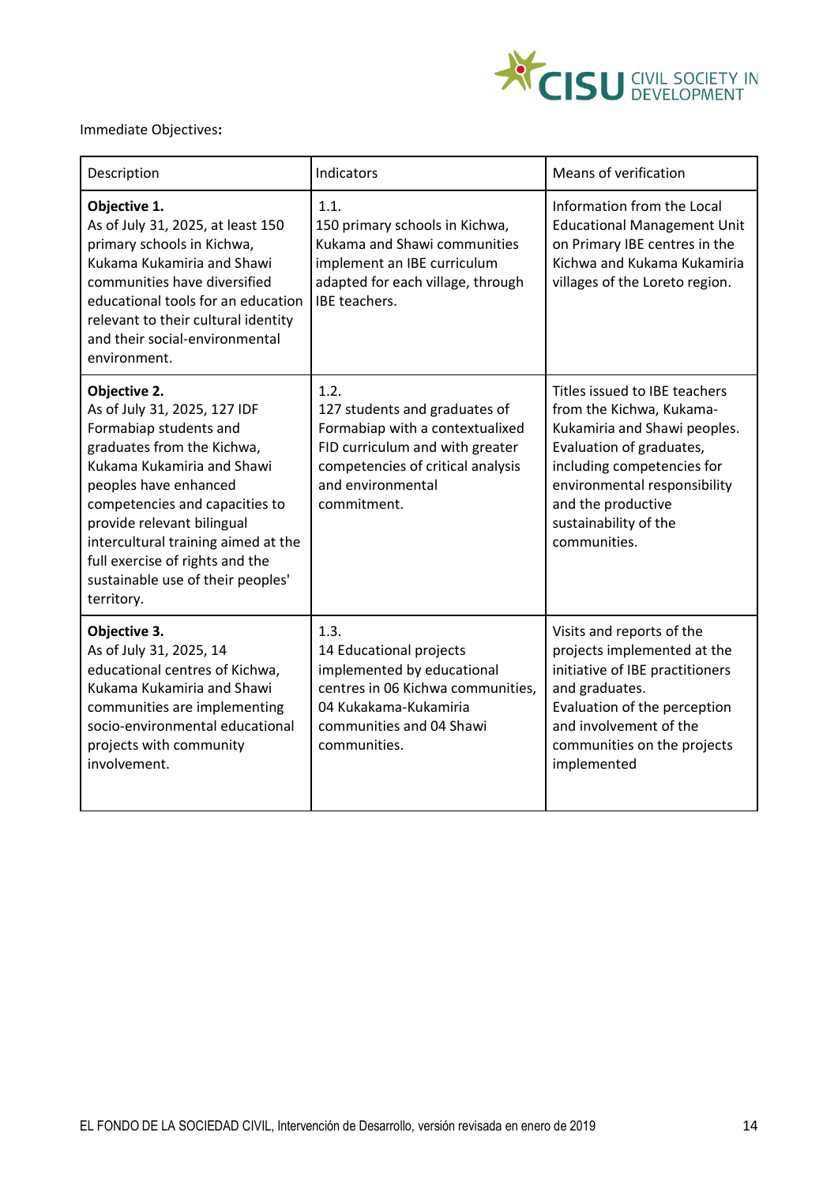Immediate Objectives**:**

| Description | Indicators | Means of verification |
| --- | --- | --- |
| **Objective 1.** As of July 31, 2025, at least 150 primary schools in Kichwa, Kukama Kukamiria and Shawi communities have diversified educational tools for an education relevant to their cultural identity and their social-environmental environment. | 1.1. 150 primary schools in Kichwa, Kukama and Shawi communities implement an IBE curriculum adapted for each village, through IBE teachers. | Information from the Local Educational Management Unit on Primary IBE centres in the Kichwa and Kukama Kukamiria villages of the Loreto region. |
| **Objective 2.** As of July 31, 2025, 127 IDF Formabiap students and graduates from the Kichwa, Kukama Kukamiria and Shawi peoples have enhanced competencies and capacities to provide relevant bilingual intercultural training aimed at the full exercise of rights and the sustainable use of their peoples' territory. | 1.2. 127 students and graduates of Formabiap with a contextualized FID curriculum and with greater competencies of critical analysis and environmental commitment. | Titles issued to IBE teachers from the Kichwa, Kukama-Kukamiria and Shawi peoples. Evaluation of graduates, including competencies for environmental responsibility and the productive sustainability of the communities. |
| **Objective 3.** As of July 31, 2025, 14 educational centres of Kichwa, Kukama Kukamiria and Shawi communities are implementing socio-environmental educational projects with community involvement. | 1.3. 14 Educational projects implemented by educational centres in 06 Kichwa communities, 04 Kukakama-Kukamiria communities and 04 Shawi communities. | Visits and reports of the projects implemented at the initiative of IBE practitioners and graduates. Evaluation of the perception and involvement of the communities on the projects implemented |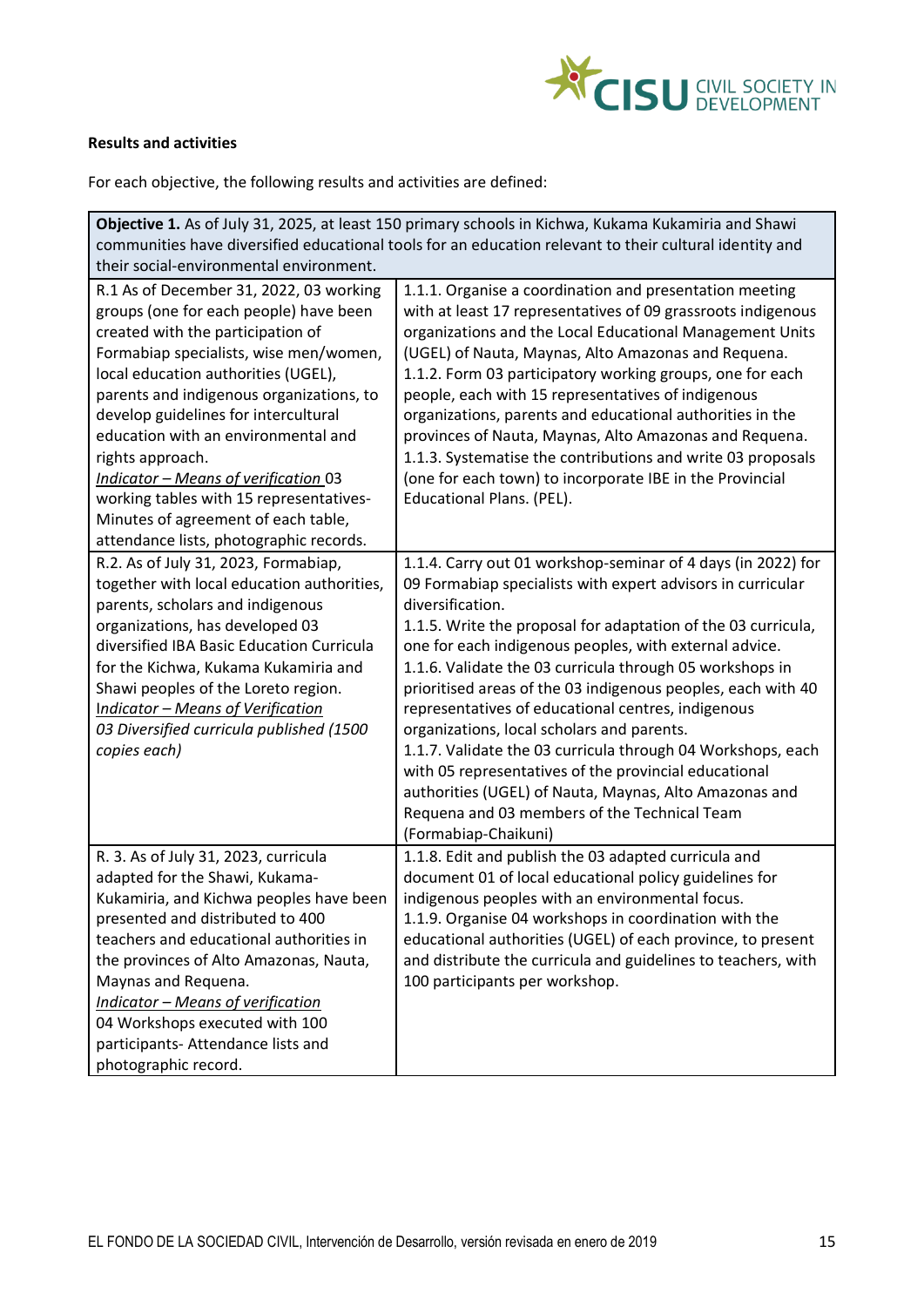**Results and activities**

For each objective, the following results and activities are defined:

| **Objective 1.** As of July 31, 2025, at least 150 primary schools in Kichwa, Kukama Kukamiria and Shawi communities have diversified educational tools for an education relevant to their cultural identity and their social-environmental environment. | |
|---|---|
| R.1 As of December 31, 2022, 03 working groups (one for each people) have been created with the participation of Formabiap specialists, wise men/women, local education authorities (UGEL), parents and indigenous organizations, to develop guidelines for intercultural education with an environmental and rights approach.<br>*Indicator – Means of verification* 03 working tables with 15 representatives- Minutes of agreement of each table, attendance lists, photographic records. | 1.1.1. Organise a coordination and presentation meeting with at least 17 representatives of 09 grassroots indigenous organizations and the Local Educational Management Units (UGEL) of Nauta, Maynas, Alto Amazonas and Requena.<br>1.1.2. Form 03 participatory working groups, one for each people, each with 15 representatives of indigenous organizations, parents and educational authorities in the provinces of Nauta, Maynas, Alto Amazonas and Requena.<br>1.1.3. Systematise the contributions and write 03 proposals (one for each town) to incorporate IBE in the Provincial Educational Plans. (PEL). |
| R.2. As of July 31, 2023, Formabiap, together with local education authorities, parents, scholars and indigenous organizations, has developed 03 diversified IBA Basic Education Curricula for the Kichwa, Kukama Kukamiria and Shawi peoples of the Loreto region.<br>*Indicator – Means of Verification*<br>*03 Diversified curricula published (1500 copies each)* | 1.1.4. Carry out 01 workshop-seminar of 4 days (in 2022) for 09 Formabiap specialists with expert advisors in curricular diversification.<br>1.1.5. Write the proposal for adaptation of the 03 curricula, one for each indigenous peoples, with external advice.<br>1.1.6. Validate the 03 curricula through 05 workshops in prioritised areas of the 03 indigenous peoples, each with 40 representatives of educational centres, indigenous organizations, local scholars and parents.<br>1.1.7. Validate the 03 curricula through 04 Workshops, each with 05 representatives of the provincial educational authorities (UGEL) of Nauta, Maynas, Alto Amazonas and Requena and 03 members of the Technical Team (Formabiap-Chaikuni) |
| R. 3. As of July 31, 2023, curricula adapted for the Shawi, Kukama-Kukamiria, and Kichwa peoples have been presented and distributed to 400 teachers and educational authorities in the provinces of Alto Amazonas, Nauta, Maynas and Requena.<br>*Indicator – Means of verification*<br>04 Workshops executed with 100 participants- Attendance lists and photographic record. | 1.1.8. Edit and publish the 03 adapted curricula and document 01 of local educational policy guidelines for indigenous peoples with an environmental focus.<br>1.1.9. Organise 04 workshops in coordination with the educational authorities (UGEL) of each province, to present and distribute the curricula and guidelines to teachers, with 100 participants per workshop. |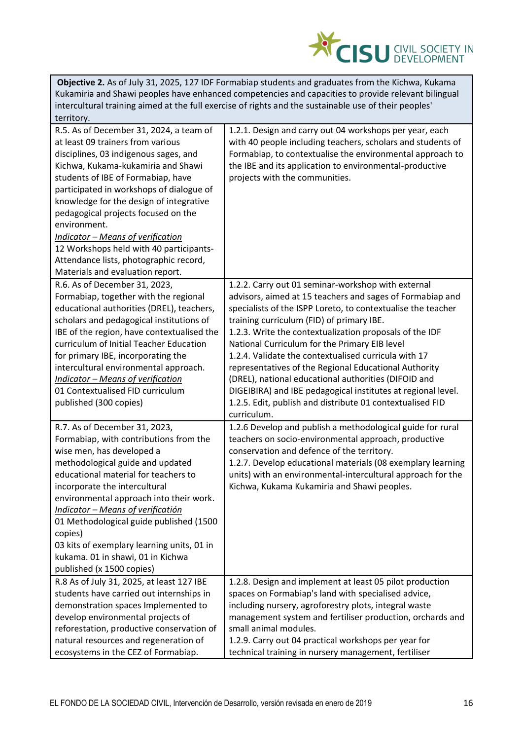| **Objective 2.** As of July 31, 2025, 127 IDF Formabiap students and graduates from the Kichwa, Kukama Kukamiria and Shawi peoples have enhanced competencies and capacities to provide relevant bilingual intercultural training aimed at the full exercise of rights and the sustainable use of their peoples' territory. | |
|---|---|
| R.5. As of December 31, 2024, a team of at least 09 trainers from various disciplines, 03 indigenous sages, and Kichwa, Kukama-kukamiria and Shawi students of IBE of Formabiap, have participated in workshops of dialogue of knowledge for the design of integrative pedagogical projects focused on the environment.<br>*Indicator – Means of verification*<br>12 Workshops held with 40 participants- Attendance lists, photographic record, Materials and evaluation report. | 1.2.1. Design and carry out 04 workshops per year, each with 40 people including teachers, scholars and students of Formabiap, to contextualise the environmental approach to the IBE and its application to environmental-productive projects with the communities. |
| R.6. As of December 31, 2023, Formabiap, together with the regional educational authorities (DREL), teachers, scholars and pedagogical institutions of IBE of the region, have contextualised the curriculum of Initial Teacher Education for primary IBE, incorporating the intercultural environmental approach.<br>*Indicator – Means of verification*<br>01 Contextualised FID curriculum published (300 copies) | 1.2.2. Carry out 01 seminar-workshop with external advisors, aimed at 15 teachers and sages of Formabiap and specialists of the ISPP Loreto, to contextualise the teacher training curriculum (FID) of primary IBE.<br>1.2.3. Write the contextualization proposals of the IDF National Curriculum for the Primary EIB level<br>1.2.4. Validate the contextualised curricula with 17 representatives of the Regional Educational Authority (DREL), national educational authorities (DIFOID and DIGEIBIRA) and IBE pedagogical institutes at regional level.<br>1.2.5. Edit, publish and distribute 01 contextualised FID curriculum. |
| R.7. As of December 31, 2023, Formabiap, with contributions from the wise men, has developed a methodological guide and updated educational material for teachers to incorporate the intercultural environmental approach into their work.<br>*Indicator – Means of verificatión*<br>01 Methodological guide published (1500 copies)<br>03 kits of exemplary learning units, 01 in kukama. 01 in shawi, 01 in Kichwa published (x 1500 copies) | 1.2.6 Develop and publish a methodological guide for rural teachers on socio-environmental approach, productive conservation and defence of the territory.<br>1.2.7. Develop educational materials (08 exemplary learning units) with an environmental-intercultural approach for the Kichwa, Kukama Kukamiria and Shawi peoples. |
| R.8 As of July 31, 2025, at least 127 IBE students have carried out internships in demonstration spaces Implemented to develop environmental projects of reforestation, productive conservation of natural resources and regeneration of ecosystems in the CEZ of Formabiap. | 1.2.8. Design and implement at least 05 pilot production spaces on Formabiap's land with specialised advice, including nursery, agroforestry plots, integral waste management system and fertiliser production, orchards and small animal modules.<br>1.2.9. Carry out 04 practical workshops per year for technical training in nursery management, fertiliser |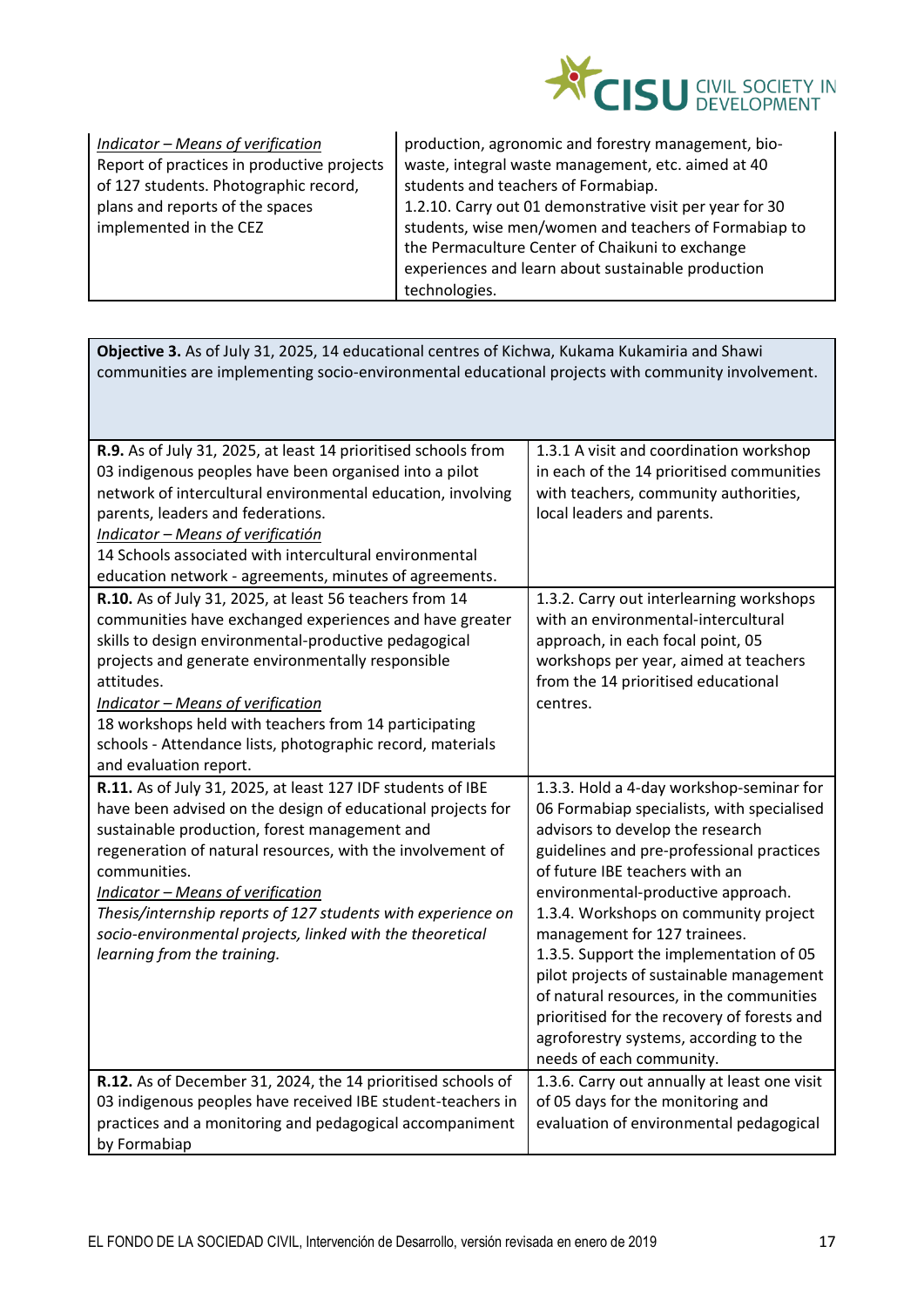| *Indicator – Means of verification*<br>Report of practices in productive projects of 127 students. Photographic record, plans and reports of the spaces implemented in the CEZ | production, agronomic and forestry management, bio-waste, integral waste management, etc. aimed at 40 students and teachers of Formabiap.<br>1.2.10. Carry out 01 demonstrative visit per year for 30 students, wise men/women and teachers of Formabiap to the Permaculture Center of Chaikuni to exchange experiences and learn about sustainable production technologies. |
|---|---|

| **Objective 3.** As of July 31, 2025, 14 educational centres of Kichwa, Kukama Kukamiria and Shawi communities are implementing socio-environmental educational projects with community involvement. | |
|---|---|
| **R.9.** As of July 31, 2025, at least 14 prioritised schools from 03 indigenous peoples have been organised into a pilot network of intercultural environmental education, involving parents, leaders and federations.<br>*Indicator – Means of verificatión*<br>14 Schools associated with intercultural environmental education network - agreements, minutes of agreements. | 1.3.1 A visit and coordination workshop in each of the 14 prioritised communities with teachers, community authorities, local leaders and parents. |
| **R.10.** As of July 31, 2025, at least 56 teachers from 14 communities have exchanged experiences and have greater skills to design environmental-productive pedagogical projects and generate environmentally responsible attitudes.<br>*Indicator – Means of verification*<br>18 workshops held with teachers from 14 participating schools - Attendance lists, photographic record, materials and evaluation report. | 1.3.2. Carry out interlearning workshops with an environmental-intercultural approach, in each focal point, 05 workshops per year, aimed at teachers from the 14 prioritised educational centres. |
| **R.11.** As of July 31, 2025, at least 127 IDF students of IBE have been advised on the design of educational projects for sustainable production, forest management and regeneration of natural resources, with the involvement of communities.<br>*Indicator – Means of verification*<br>*Thesis/internship reports of 127 students with experience on socio-environmental projects, linked with the theoretical learning from the training.* | 1.3.3. Hold a 4-day workshop-seminar for 06 Formabiap specialists, with specialised advisors to develop the research guidelines and pre-professional practices of future IBE teachers with an environmental-productive approach.<br>1.3.4. Workshops on community project management for 127 trainees.<br>1.3.5. Support the implementation of 05 pilot projects of sustainable management of natural resources, in the communities prioritised for the recovery of forests and agroforestry systems, according to the needs of each community. |
| **R.12.** As of December 31, 2024, the 14 prioritised schools of 03 indigenous peoples have received IBE student-teachers in practices and a monitoring and pedagogical accompaniment by Formabiap | 1.3.6. Carry out annually at least one visit of 05 days for the monitoring and evaluation of environmental pedagogical |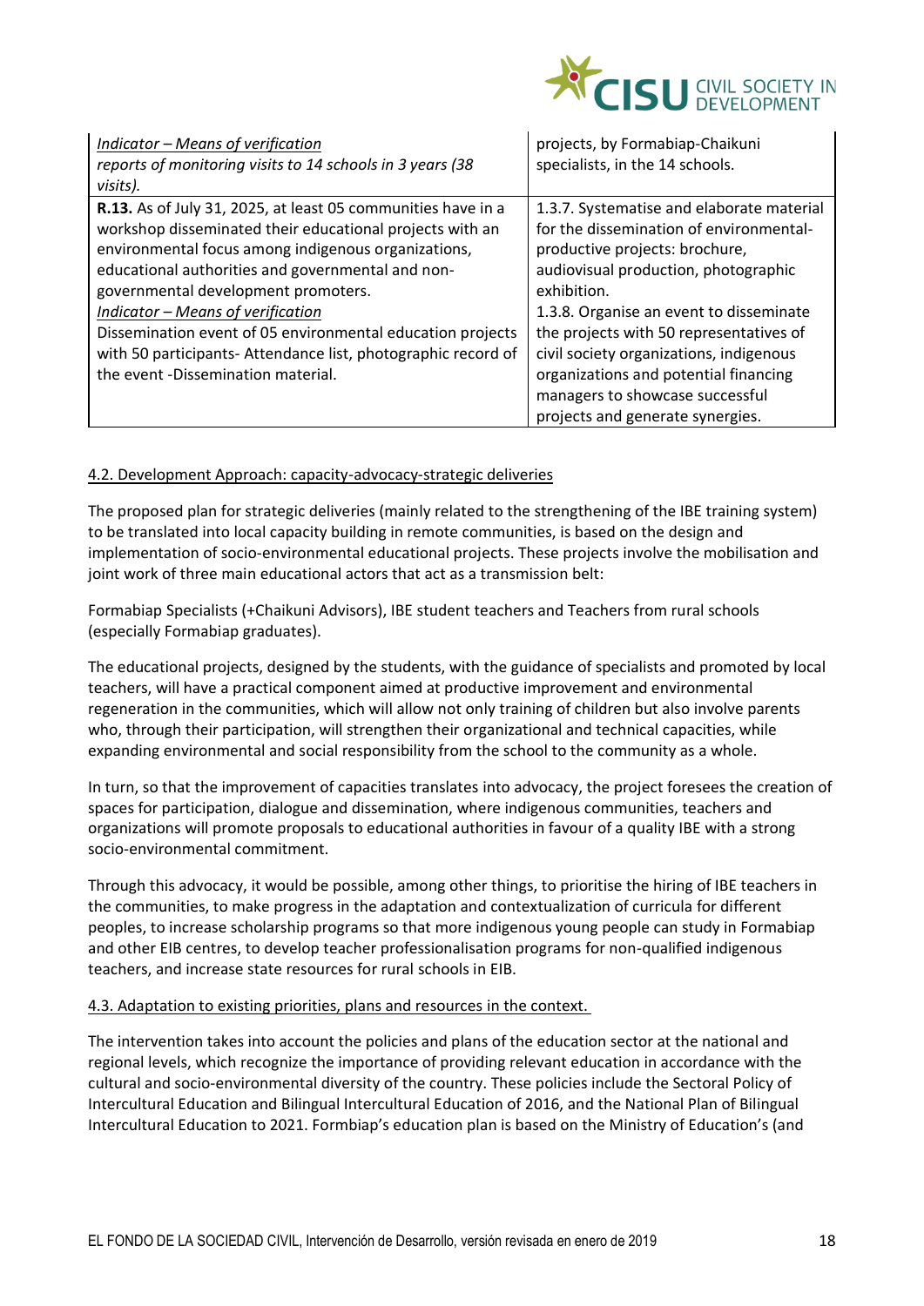| | |
|---|---|
| _Indicator – Means of verification_<br>_reports of monitoring visits to 14 schools in 3 years (38 visits)._ | projects, by Formabiap-Chaikuni specialists, in the 14 schools. |
| **R.13.** As of July 31, 2025, at least 05 communities have in a workshop disseminated their educational projects with an environmental focus among indigenous organizations, educational authorities and governmental and non-governmental development promoters.<br>_Indicator – Means of verification_<br>Dissemination event of 05 environmental education projects with 50 participants- Attendance list, photographic record of the event -Dissemination material. | 1.3.7. Systematise and elaborate material for the dissemination of environmental-productive projects: brochure, audiovisual production, photographic exhibition.<br>1.3.8. Organise an event to disseminate the projects with 50 representatives of civil society organizations, indigenous organizations and potential financing managers to showcase successful projects and generate synergies. |

### 4.2. Development Approach: capacity-advocacy-strategic deliveries

The proposed plan for strategic deliveries (mainly related to the strengthening of the IBE training system) to be translated into local capacity building in remote communities, is based on the design and implementation of socio-environmental educational projects. These projects involve the mobilisation and joint work of three main educational actors that act as a transmission belt:

Formabiap Specialists (+Chaikuni Advisors), IBE student teachers and Teachers from rural schools (especially Formabiap graduates).

The educational projects, designed by the students, with the guidance of specialists and promoted by local teachers, will have a practical component aimed at productive improvement and environmental regeneration in the communities, which will allow not only training of children but also involve parents who, through their participation, will strengthen their organizational and technical capacities, while expanding environmental and social responsibility from the school to the community as a whole.

In turn, so that the improvement of capacities translates into advocacy, the project foresees the creation of spaces for participation, dialogue and dissemination, where indigenous communities, teachers and organizations will promote proposals to educational authorities in favour of a quality IBE with a strong socio-environmental commitment.

Through this advocacy, it would be possible, among other things, to prioritise the hiring of IBE teachers in the communities, to make progress in the adaptation and contextualization of curricula for different peoples, to increase scholarship programs so that more indigenous young people can study in Formabiap and other EIB centres, to develop teacher professionalisation programs for non-qualified indigenous teachers, and increase state resources for rural schools in EIB.

### 4.3. Adaptation to existing priorities, plans and resources in the context.

The intervention takes into account the policies and plans of the education sector at the national and regional levels, which recognize the importance of providing relevant education in accordance with the cultural and socio-environmental diversity of the country. These policies include the Sectoral Policy of Intercultural Education and Bilingual Intercultural Education of 2016, and the National Plan of Bilingual Intercultural Education to 2021. Formbiap's education plan is based on the Ministry of Education's (and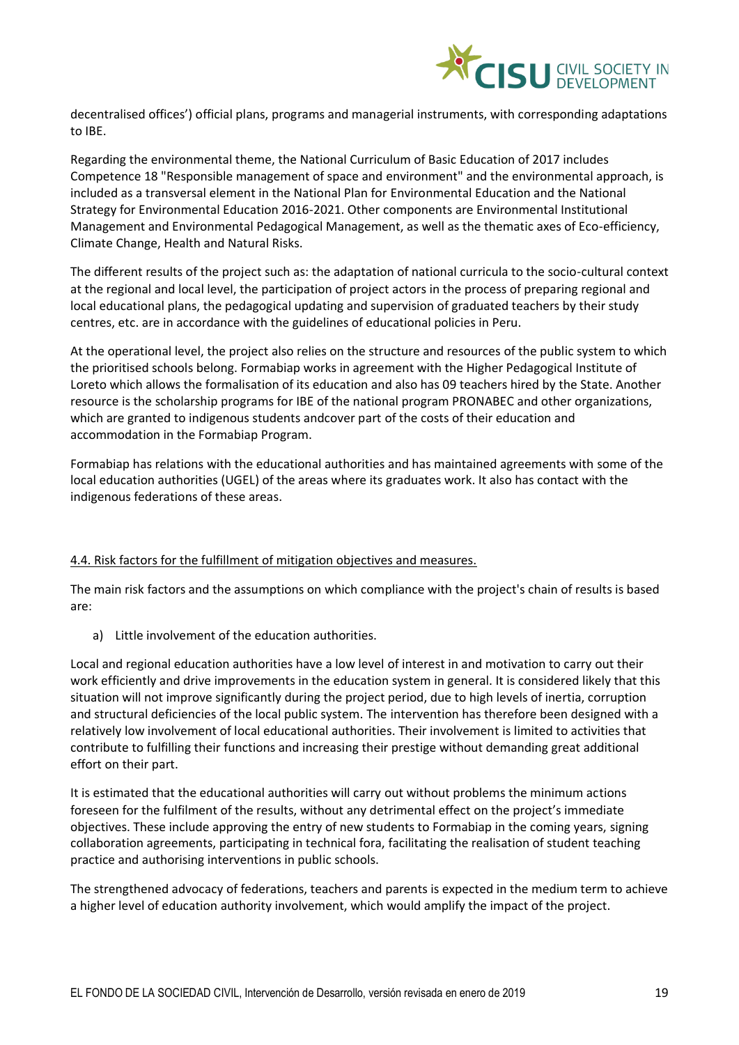decentralised offices') official plans, programs and managerial instruments, with corresponding adaptations to IBE.

Regarding the environmental theme, the National Curriculum of Basic Education of 2017 includes Competence 18 "Responsible management of space and environment" and the environmental approach, is included as a transversal element in the National Plan for Environmental Education and the National Strategy for Environmental Education 2016-2021. Other components are Environmental Institutional Management and Environmental Pedagogical Management, as well as the thematic axes of Eco-efficiency, Climate Change, Health and Natural Risks.

The different results of the project such as: the adaptation of national curricula to the socio-cultural context at the regional and local level, the participation of project actors in the process of preparing regional and local educational plans, the pedagogical updating and supervision of graduated teachers by their study centres, etc. are in accordance with the guidelines of educational policies in Peru.

At the operational level, the project also relies on the structure and resources of the public system to which the prioritised schools belong. Formabiap works in agreement with the Higher Pedagogical Institute of Loreto which allows the formalisation of its education and also has 09 teachers hired by the State. Another resource is the scholarship programs for IBE of the national program PRONABEC and other organizations, which are granted to indigenous students andcover part of the costs of their education and accommodation in the Formabiap Program.

Formabiap has relations with the educational authorities and has maintained agreements with some of the local education authorities (UGEL) of the areas where its graduates work. It also has contact with the indigenous federations of these areas.

## 4.4. Risk factors for the fulfillment of mitigation objectives and measures.

The main risk factors and the assumptions on which compliance with the project's chain of results is based are:

a) Little involvement of the education authorities.

Local and regional education authorities have a low level of interest in and motivation to carry out their work efficiently and drive improvements in the education system in general. It is considered likely that this situation will not improve significantly during the project period, due to high levels of inertia, corruption and structural deficiencies of the local public system. The intervention has therefore been designed with a relatively low involvement of local educational authorities. Their involvement is limited to activities that contribute to fulfilling their functions and increasing their prestige without demanding great additional effort on their part.

It is estimated that the educational authorities will carry out without problems the minimum actions foreseen for the fulfilment of the results, without any detrimental effect on the project's immediate objectives. These include approving the entry of new students to Formabiap in the coming years, signing collaboration agreements, participating in technical fora, facilitating the realisation of student teaching practice and authorising interventions in public schools.

The strengthened advocacy of federations, teachers and parents is expected in the medium term to achieve a higher level of education authority involvement, which would amplify the impact of the project.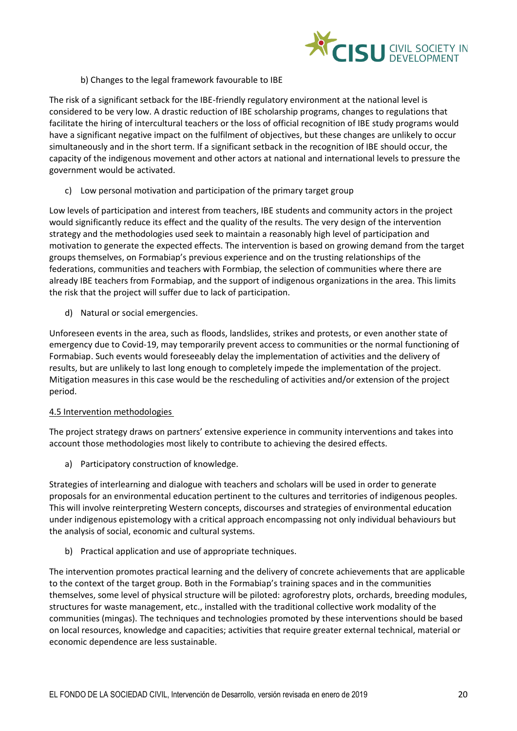b) Changes to the legal framework favourable to IBE

The risk of a significant setback for the IBE-friendly regulatory environment at the national level is considered to be very low. A drastic reduction of IBE scholarship programs, changes to regulations that facilitate the hiring of intercultural teachers or the loss of official recognition of IBE study programs would have a significant negative impact on the fulfilment of objectives, but these changes are unlikely to occur simultaneously and in the short term. If a significant setback in the recognition of IBE should occur, the capacity of the indigenous movement and other actors at national and international levels to pressure the government would be activated.

c) Low personal motivation and participation of the primary target group

Low levels of participation and interest from teachers, IBE students and community actors in the project would significantly reduce its effect and the quality of the results. The very design of the intervention strategy and the methodologies used seek to maintain a reasonably high level of participation and motivation to generate the expected effects. The intervention is based on growing demand from the target groups themselves, on Formabiap's previous experience and on the trusting relationships of the federations, communities and teachers with Formbiap, the selection of communities where there are already IBE teachers from Formabiap, and the support of indigenous organizations in the area. This limits the risk that the project will suffer due to lack of participation.

d) Natural or social emergencies.

Unforeseen events in the area, such as floods, landslides, strikes and protests, or even another state of emergency due to Covid-19, may temporarily prevent access to communities or the normal functioning of Formabiap. Such events would foreseeably delay the implementation of activities and the delivery of results, but are unlikely to last long enough to completely impede the implementation of the project. Mitigation measures in this case would be the rescheduling of activities and/or extension of the project period.

4.5 Intervention methodologies

The project strategy draws on partners' extensive experience in community interventions and takes into account those methodologies most likely to contribute to achieving the desired effects.

a) Participatory construction of knowledge.

Strategies of interlearning and dialogue with teachers and scholars will be used in order to generate proposals for an environmental education pertinent to the cultures and territories of indigenous peoples. This will involve reinterpreting Western concepts, discourses and strategies of environmental education under indigenous epistemology with a critical approach encompassing not only individual behaviours but the analysis of social, economic and cultural systems.

b) Practical application and use of appropriate techniques.

The intervention promotes practical learning and the delivery of concrete achievements that are applicable to the context of the target group. Both in the Formabiap's training spaces and in the communities themselves, some level of physical structure will be piloted: agroforestry plots, orchards, breeding modules, structures for waste management, etc., installed with the traditional collective work modality of the communities (mingas). The techniques and technologies promoted by these interventions should be based on local resources, knowledge and capacities; activities that require greater external technical, material or economic dependence are less sustainable.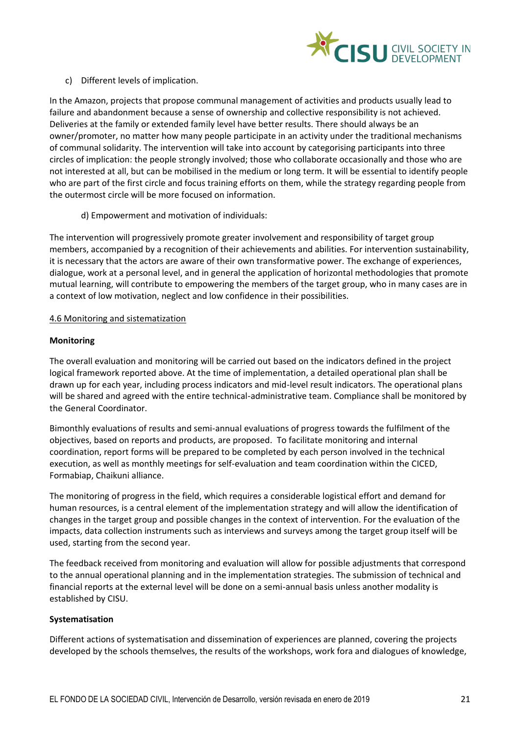c) Different levels of implication.

In the Amazon, projects that propose communal management of activities and products usually lead to failure and abandonment because a sense of ownership and collective responsibility is not achieved. Deliveries at the family or extended family level have better results. There should always be an owner/promoter, no matter how many people participate in an activity under the traditional mechanisms of communal solidarity. The intervention will take into account by categorising participants into three circles of implication: the people strongly involved; those who collaborate occasionally and those who are not interested at all, but can be mobilised in the medium or long term. It will be essential to identify people who are part of the first circle and focus training efforts on them, while the strategy regarding people from the outermost circle will be more focused on information.

d) Empowerment and motivation of individuals:

The intervention will progressively promote greater involvement and responsibility of target group members, accompanied by a recognition of their achievements and abilities. For intervention sustainability, it is necessary that the actors are aware of their own transformative power. The exchange of experiences, dialogue, work at a personal level, and in general the application of horizontal methodologies that promote mutual learning, will contribute to empowering the members of the target group, who in many cases are in a context of low motivation, neglect and low confidence in their possibilities.

### 4.6 Monitoring and sistematization

**Monitoring**

The overall evaluation and monitoring will be carried out based on the indicators defined in the project logical framework reported above. At the time of implementation, a detailed operational plan shall be drawn up for each year, including process indicators and mid-level result indicators. The operational plans will be shared and agreed with the entire technical-administrative team. Compliance shall be monitored by the General Coordinator.

Bimonthly evaluations of results and semi-annual evaluations of progress towards the fulfilment of the objectives, based on reports and products, are proposed. To facilitate monitoring and internal coordination, report forms will be prepared to be completed by each person involved in the technical execution, as well as monthly meetings for self-evaluation and team coordination within the CICED, Formabiap, Chaikuni alliance.

The monitoring of progress in the field, which requires a considerable logistical effort and demand for human resources, is a central element of the implementation strategy and will allow the identification of changes in the target group and possible changes in the context of intervention. For the evaluation of the impacts, data collection instruments such as interviews and surveys among the target group itself will be used, starting from the second year.

The feedback received from monitoring and evaluation will allow for possible adjustments that correspond to the annual operational planning and in the implementation strategies. The submission of technical and financial reports at the external level will be done on a semi-annual basis unless another modality is established by CISU.

**Systematisation**

Different actions of systematisation and dissemination of experiences are planned, covering the projects developed by the schools themselves, the results of the workshops, work fora and dialogues of knowledge,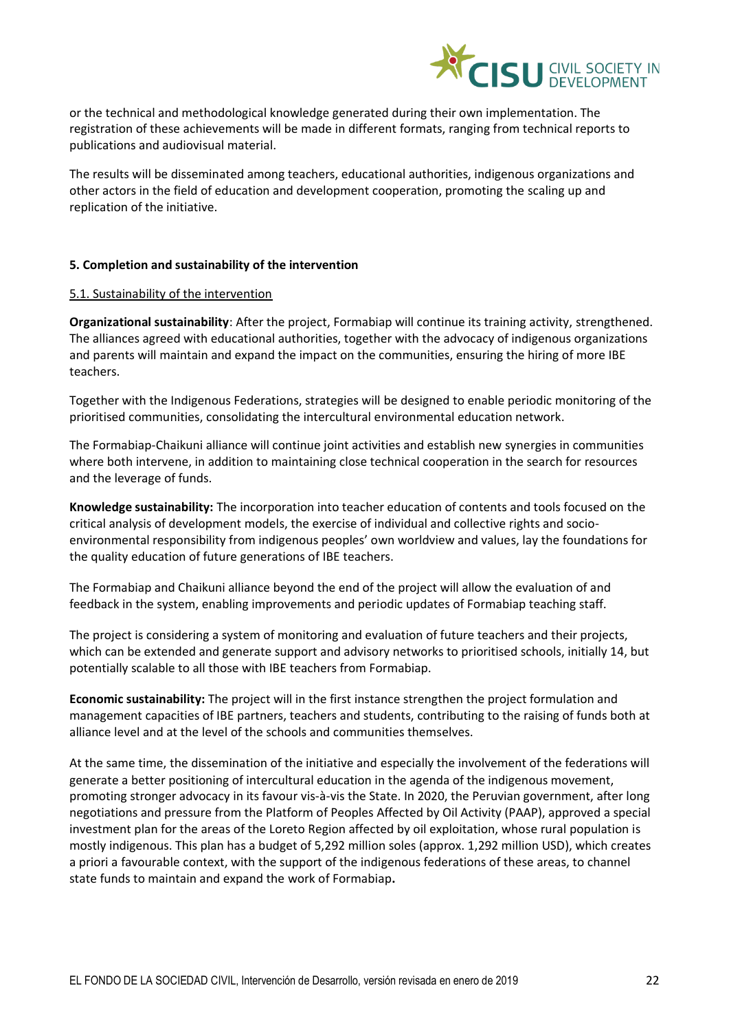or the technical and methodological knowledge generated during their own implementation. The registration of these achievements will be made in different formats, ranging from technical reports to publications and audiovisual material.

The results will be disseminated among teachers, educational authorities, indigenous organizations and other actors in the field of education and development cooperation, promoting the scaling up and replication of the initiative.

### 5. Completion and sustainability of the intervention

#### 5.1. Sustainability of the intervention

**Organizational sustainability**: After the project, Formabiap will continue its training activity, strengthened. The alliances agreed with educational authorities, together with the advocacy of indigenous organizations and parents will maintain and expand the impact on the communities, ensuring the hiring of more IBE teachers.

Together with the Indigenous Federations, strategies will be designed to enable periodic monitoring of the prioritised communities, consolidating the intercultural environmental education network.

The Formabiap-Chaikuni alliance will continue joint activities and establish new synergies in communities where both intervene, in addition to maintaining close technical cooperation in the search for resources and the leverage of funds.

**Knowledge sustainability:** The incorporation into teacher education of contents and tools focused on the critical analysis of development models, the exercise of individual and collective rights and socio-environmental responsibility from indigenous peoples' own worldview and values, lay the foundations for the quality education of future generations of IBE teachers.

The Formabiap and Chaikuni alliance beyond the end of the project will allow the evaluation of and feedback in the system, enabling improvements and periodic updates of Formabiap teaching staff.

The project is considering a system of monitoring and evaluation of future teachers and their projects, which can be extended and generate support and advisory networks to prioritised schools, initially 14, but potentially scalable to all those with IBE teachers from Formabiap.

**Economic sustainability:** The project will in the first instance strengthen the project formulation and management capacities of IBE partners, teachers and students, contributing to the raising of funds both at alliance level and at the level of the schools and communities themselves.

At the same time, the dissemination of the initiative and especially the involvement of the federations will generate a better positioning of intercultural education in the agenda of the indigenous movement, promoting stronger advocacy in its favour vis-à-vis the State. In 2020, the Peruvian government, after long negotiations and pressure from the Platform of Peoples Affected by Oil Activity (PAAP), approved a special investment plan for the areas of the Loreto Region affected by oil exploitation, whose rural population is mostly indigenous. This plan has a budget of 5,292 million soles (approx. 1,292 million USD), which creates a priori a favourable context, with the support of the indigenous federations of these areas, to channel state funds to maintain and expand the work of Formabiap**.**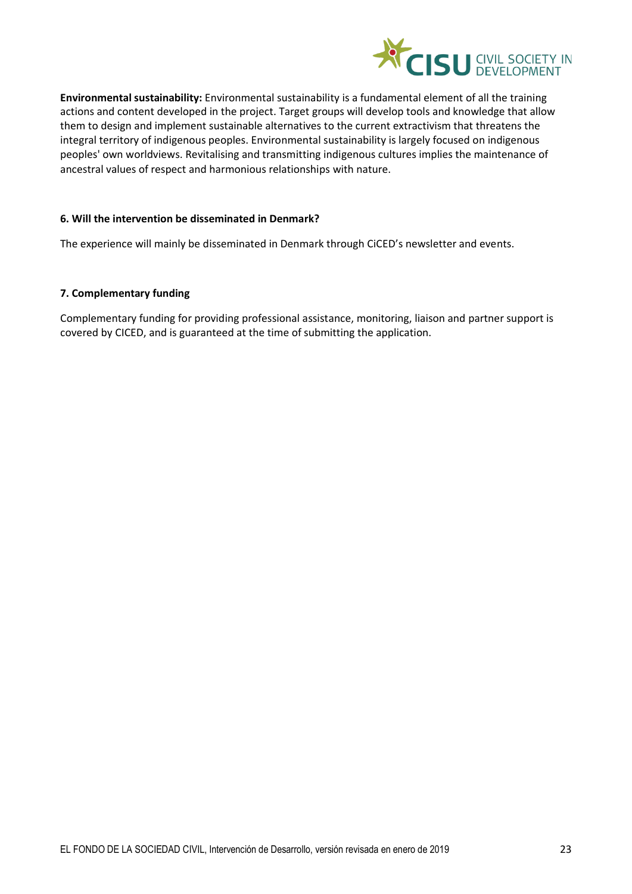**Environmental sustainability:** Environmental sustainability is a fundamental element of all the training actions and content developed in the project. Target groups will develop tools and knowledge that allow them to design and implement sustainable alternatives to the current extractivism that threatens the integral territory of indigenous peoples. Environmental sustainability is largely focused on indigenous peoples' own worldviews. Revitalising and transmitting indigenous cultures implies the maintenance of ancestral values of respect and harmonious relationships with nature.

### 6. Will the intervention be disseminated in Denmark?

The experience will mainly be disseminated in Denmark through CiCED's newsletter and events.

### 7. Complementary funding

Complementary funding for providing professional assistance, monitoring, liaison and partner support is covered by CICED, and is guaranteed at the time of submitting the application.